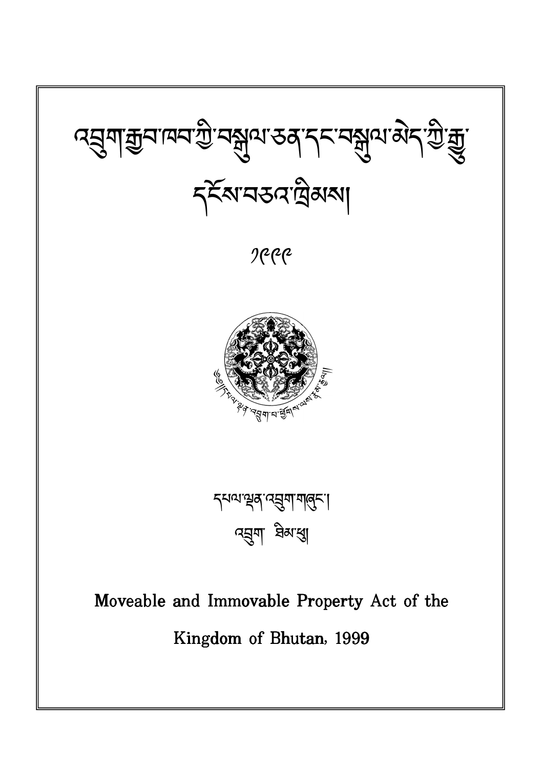# འབྲུག་རྒྱལ་ཁབ་ཀྱི་བསྒྱུལ་ཅན་དང་བསྒྱུལ་མེད་ཀྱི་རྒྱུ་དངོས་བཅའ་ཁྲིམས།

༡༩༩༩

དཔལ་ལྡན་འབྲུག་གཞུང་།

འབྲུག་ ཐིམ་ཕུ།

**Moveable and Immovable Property Act of the Kingdom of Bhutan, 1999**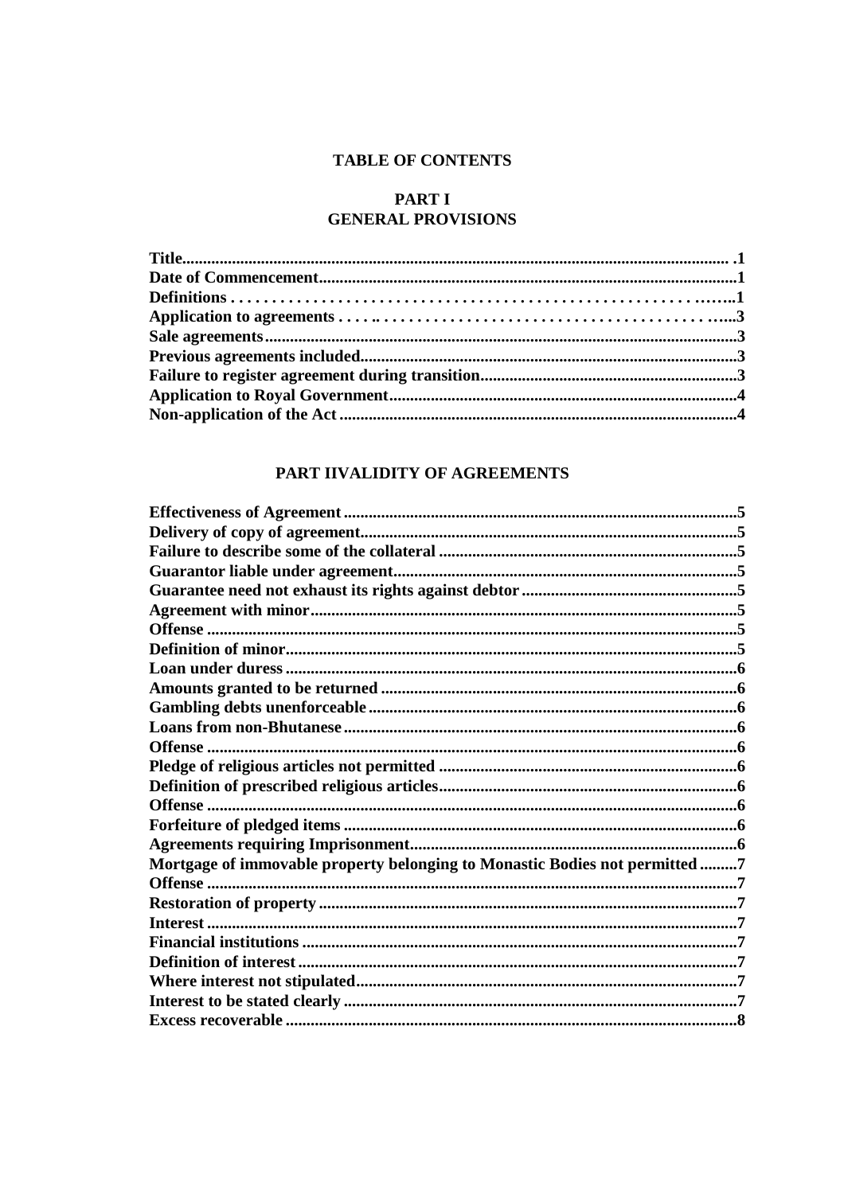# TABLE OF CONTENTS

## PART I
## GENERAL PROVISIONS

**Title................................................................................................................................ .1**
**Date of Commencement...................................................................................................1**
**Definitions . . . . . . . . . . . . . . . . . . . . . . . . . . . . . . . . . . . . . . . . . . . . . . . . . . . . . . . . .…….1**
**Application to agreements . . . . .. . . . . . . . . . . . . . . . . . . . . . . . . . . . . . . . . . . . . . . . …..3**
**Sale agreements.................................................................................................................3**
**Previous agreements included..........................................................................................3**
**Failure to register agreement during transition.............................................................3**
**Application to Royal Government...................................................................................4**
**Non-application of the Act ...............................................................................................4**

## PART IIVALIDITY OF AGREEMENTS

**Effectiveness of Agreement ..............................................................................................5**
**Delivery of copy of agreement..........................................................................................5**
**Failure to describe some of the collateral .......................................................................5**
**Guarantor liable under agreement..................................................................................5**
**Guarantee need not exhaust its rights against debtor ...................................................5**
**Agreement with minor......................................................................................................5**
**Offense ...............................................................................................................................5**
**Definition of minor............................................................................................................5**
**Loan under duress ............................................................................................................6**
**Amounts granted to be returned .....................................................................................6**
**Gambling debts unenforceable ........................................................................................6**
**Loans from non-Bhutanese ..............................................................................................6**
**Offense ...............................................................................................................................6**
**Pledge of religious articles not permitted .......................................................................6**
**Definition of prescribed religious articles.......................................................................6**
**Offense ...............................................................................................................................6**
**Forfeiture of pledged items ..............................................................................................6**
**Agreements requiring Imprisonment..............................................................................6**
**Mortgage of immovable property belonging to Monastic Bodies not permitted .........7**
**Offense ...............................................................................................................................7**
**Restoration of property ....................................................................................................7**
**Interest ...............................................................................................................................7**
**Financial institutions ........................................................................................................7**
**Definition of interest .........................................................................................................7**
**Where interest not stipulated...........................................................................................7**
**Interest to be stated clearly ..............................................................................................7**
**Excess recoverable ............................................................................................................8**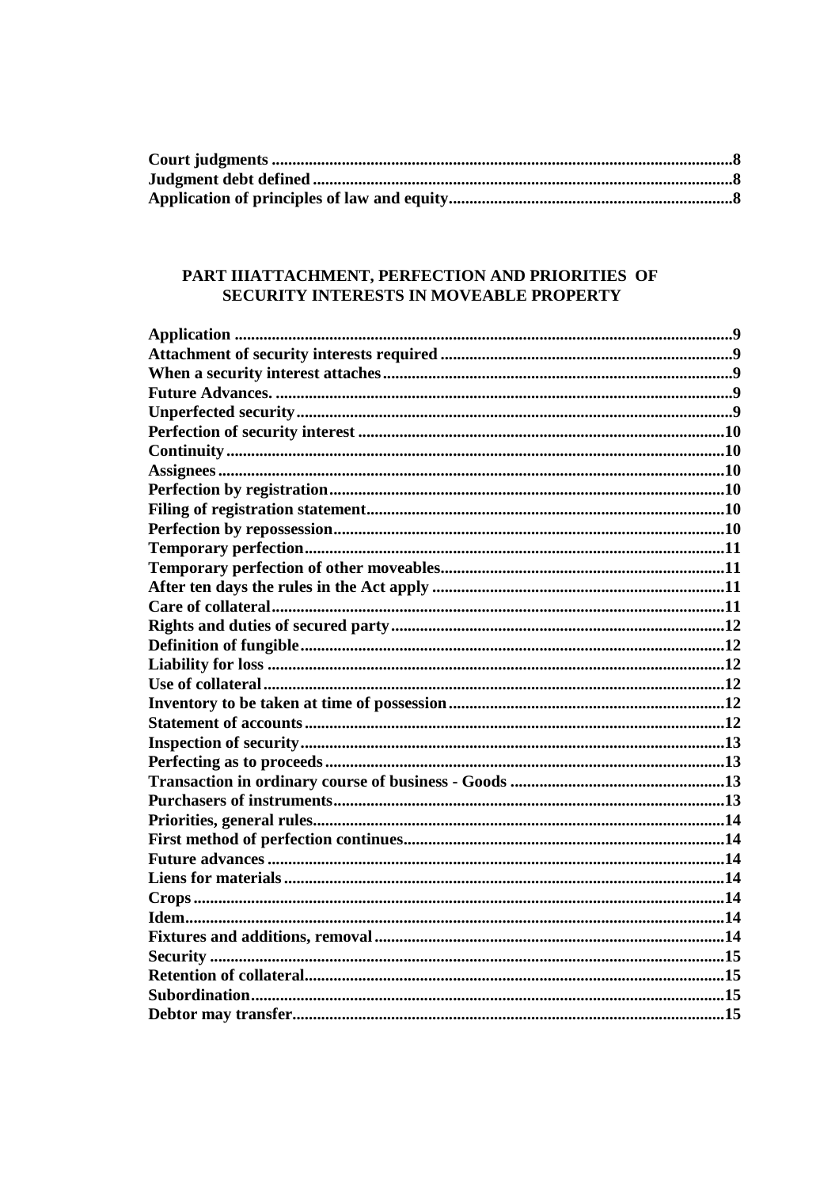**Court judgments** .......................................................................................................8
**Judgment debt defined** ..................................................................................................8
**Application of principles of law and equity** ...................................................................8

## PART IIIATTACHMENT, PERFECTION AND PRIORITIES OF SECURITY INTERESTS IN MOVEABLE PROPERTY

**Application** .......................................................................................................9
**Attachment of security interests required** ......................................................................9
**When a security interest attaches** ....................................................................................9
**Future Advances.** .......................................................................................................9
**Unperfected security** .......................................................................................................9
**Perfection of security interest** .......................................................................................10
**Continuity** .......................................................................................................10
**Assignees** .......................................................................................................10
**Perfection by registration** .......................................................................................10
**Filing of registration statement** .......................................................................................10
**Perfection by repossession** .......................................................................................10
**Temporary perfection** .......................................................................................11
**Temporary perfection of other moveables** .......................................................................11
**After ten days the rules in the Act apply** .......................................................................11
**Care of collateral** .......................................................................................................11
**Rights and duties of secured party** .......................................................................................12
**Definition of fungible** .......................................................................................12
**Liability for loss** .......................................................................................................12
**Use of collateral** .......................................................................................................12
**Inventory to be taken at time of possession** .......................................................................12
**Statement of accounts** .......................................................................................12
**Inspection of security** .......................................................................................13
**Perfecting as to proceeds** .......................................................................................13
**Transaction in ordinary course of business - Goods** .......................................................13
**Purchasers of instruments** .......................................................................................13
**Priorities, general rules** .......................................................................................14
**First method of perfection continues** .......................................................................14
**Future advances** .......................................................................................14
**Liens for materials** .......................................................................................14
**Crops** .......................................................................................................14
**Idem** .......................................................................................................14
**Fixtures and additions, removal** .......................................................................................14
**Security** .......................................................................................................15
**Retention of collateral** .......................................................................................15
**Subordination** .......................................................................................15
**Debtor may transfer** .......................................................................................15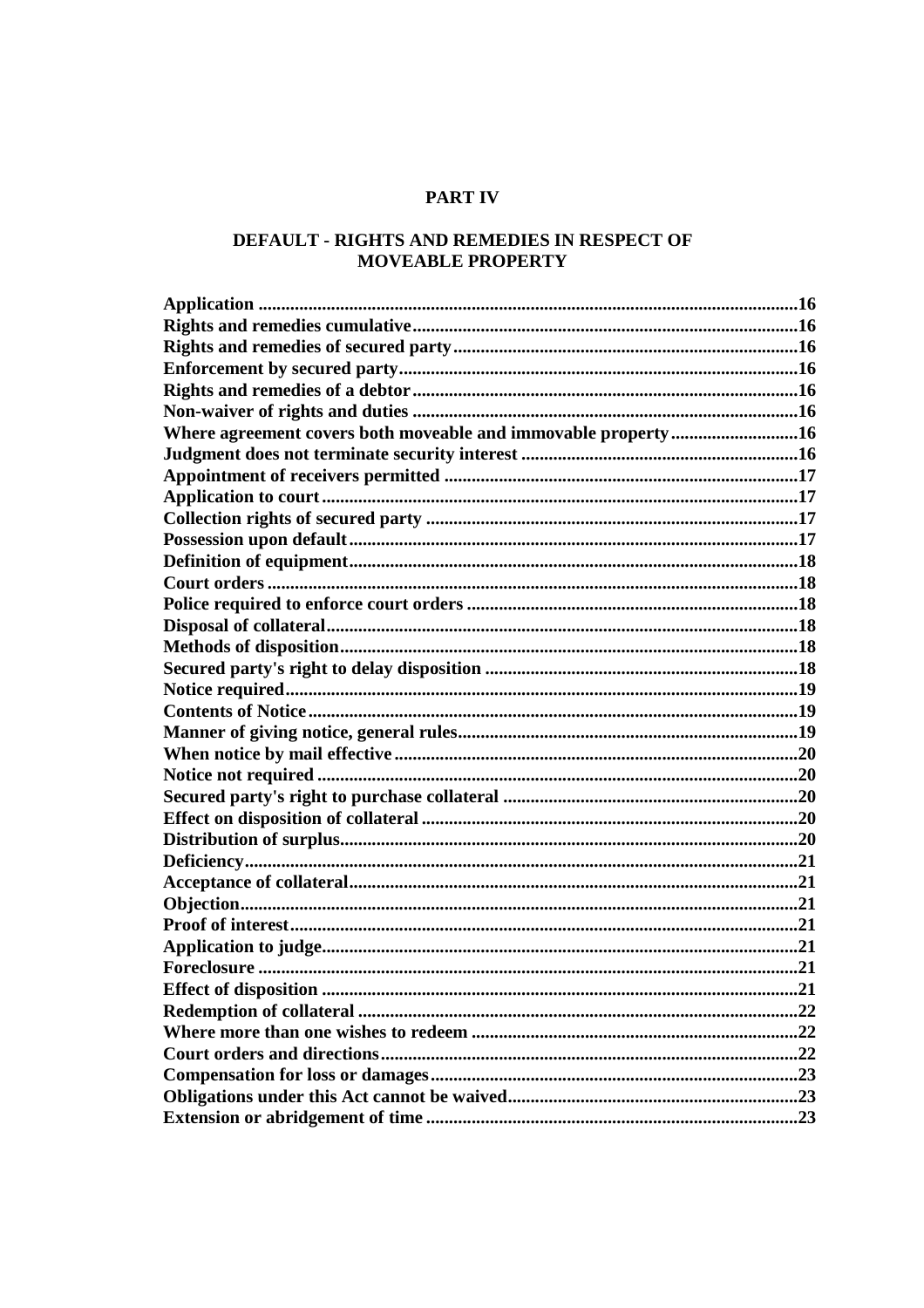## PART IV

## DEFAULT - RIGHTS AND REMEDIES IN RESPECT OF MOVEABLE PROPERTY

| | |
|---|---|
| **Application** | **16** |
| **Rights and remedies cumulative** | **16** |
| **Rights and remedies of secured party** | **16** |
| **Enforcement by secured party** | **16** |
| **Rights and remedies of a debtor** | **16** |
| **Non-waiver of rights and duties** | **16** |
| **Where agreement covers both moveable and immovable property** | **16** |
| **Judgment does not terminate security interest** | **16** |
| **Appointment of receivers permitted** | **17** |
| **Application to court** | **17** |
| **Collection rights of secured party** | **17** |
| **Possession upon default** | **17** |
| **Definition of equipment** | **18** |
| **Court orders** | **18** |
| **Police required to enforce court orders** | **18** |
| **Disposal of collateral** | **18** |
| **Methods of disposition** | **18** |
| **Secured party's right to delay disposition** | **18** |
| **Notice required** | **19** |
| **Contents of Notice** | **19** |
| **Manner of giving notice, general rules** | **19** |
| **When notice by mail effective** | **20** |
| **Notice not required** | **20** |
| **Secured party's right to purchase collateral** | **20** |
| **Effect on disposition of collateral** | **20** |
| **Distribution of surplus** | **20** |
| **Deficiency** | **21** |
| **Acceptance of collateral** | **21** |
| **Objection** | **21** |
| **Proof of interest** | **21** |
| **Application to judge** | **21** |
| **Foreclosure** | **21** |
| **Effect of disposition** | **21** |
| **Redemption of collateral** | **22** |
| **Where more than one wishes to redeem** | **22** |
| **Court orders and directions** | **22** |
| **Compensation for loss or damages** | **23** |
| **Obligations under this Act cannot be waived** | **23** |
| **Extension or abridgement of time** | **23** |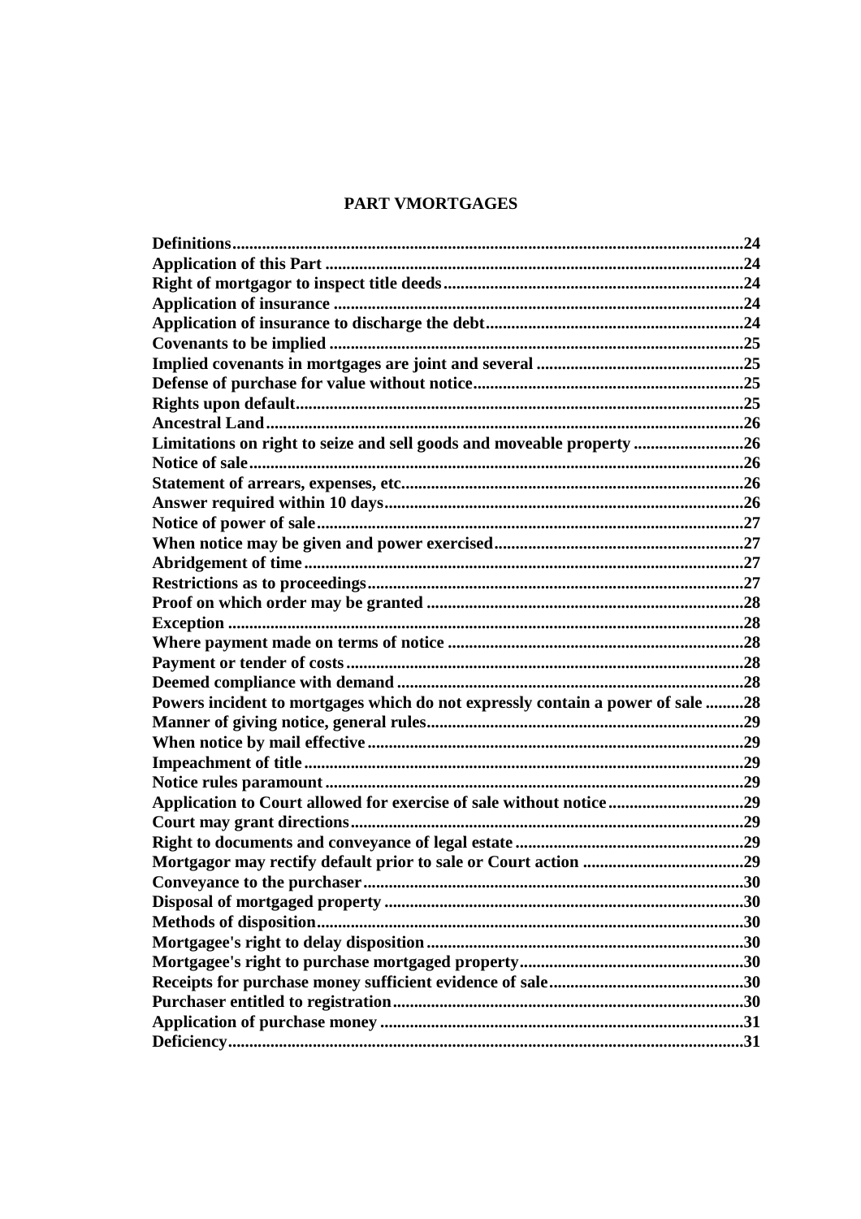## PART VMORTGAGES

Definitions........................................................................................................24
Application of this Part ..................................................................................24
Right of mortgagor to inspect title deeds.......................................................24
Application of insurance ................................................................................24
Application of insurance to discharge the debt.............................................24
Covenants to be implied .................................................................................25
Implied covenants in mortgages are joint and several .................................25
Defense of purchase for value without notice...............................................25
Rights upon default.........................................................................................25
Ancestral Land................................................................................................26
Limitations on right to seize and sell goods and moveable property ..........26
Notice of sale....................................................................................................26
Statement of arrears, expenses, etc................................................................26
Answer required within 10 days....................................................................26
Notice of power of sale....................................................................................27
When notice may be given and power exercised...........................................27
Abridgement of time.......................................................................................27
Restrictions as to proceedings........................................................................27
Proof on which order may be granted ...........................................................28
Exception .........................................................................................................28
Where payment made on terms of notice ......................................................28
Payment or tender of costs.............................................................................28
Deemed compliance with demand .................................................................28
Powers incident to mortgages which do not expressly contain a power of sale .........28
Manner of giving notice, general rules..........................................................29
When notice by mail effective........................................................................29
Impeachment of title.......................................................................................29
Notice rules paramount..................................................................................29
Application to Court allowed for exercise of sale without notice................29
Court may grant directions............................................................................29
Right to documents and conveyance of legal estate......................................29
Mortgagor may rectify default prior to sale or Court action ......................29
Conveyance to the purchaser.........................................................................30
Disposal of mortgaged property ....................................................................30
Methods of disposition....................................................................................30
Mortgagee's right to delay disposition...........................................................30
Mortgagee's right to purchase mortgaged property.....................................30
Receipts for purchase money sufficient evidence of sale..............................30
Purchaser entitled to registration..................................................................30
Application of purchase money .....................................................................31
Deficiency.........................................................................................................31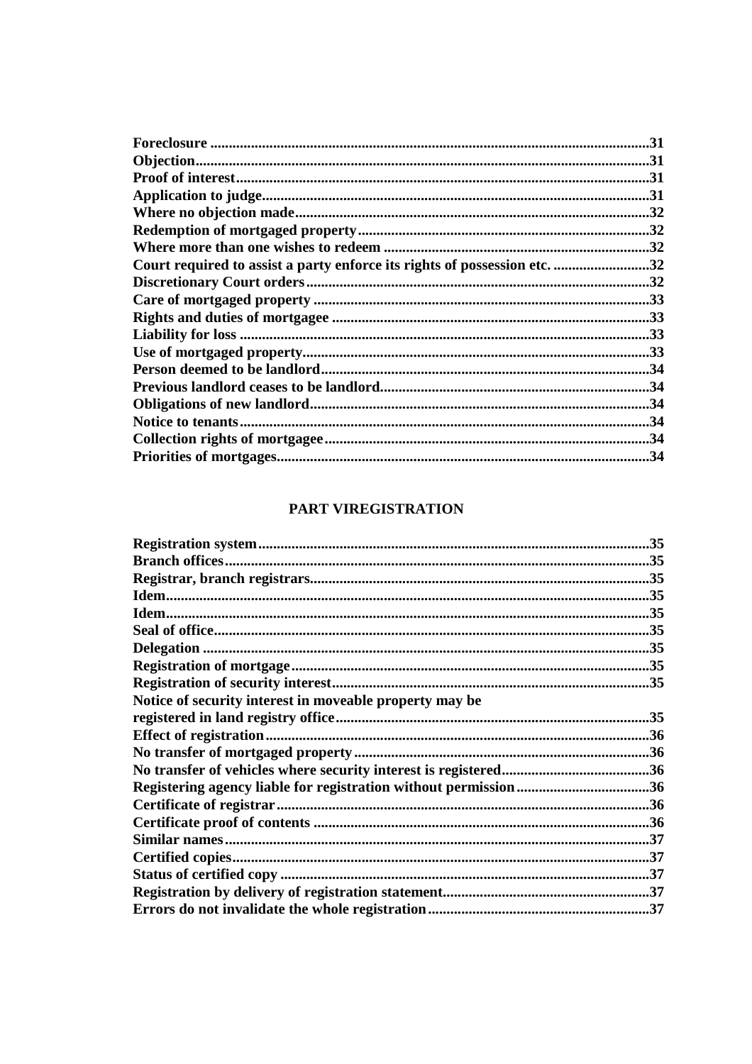**Foreclosure** ......................................................................................................................31
**Objection**..........................................................................................................................31
**Proof of interest**...............................................................................................................31
**Application to judge**........................................................................................................31
**Where no objection made**...............................................................................................32
**Redemption of mortgaged property**..............................................................................32
**Where more than one wishes to redeem** .......................................................................32
**Court required to assist a party enforce its rights of possession etc.** ..........................32
**Discretionary Court orders**............................................................................................32
**Care of mortgaged property** ..........................................................................................33
**Rights and duties of mortgagee** .....................................................................................33
**Liability for loss** ..............................................................................................................33
**Use of mortgaged property**.............................................................................................33
**Person deemed to be landlord**........................................................................................34
**Previous landlord ceases to be landlord**........................................................................34
**Obligations of new landlord**...........................................................................................34
**Notice to tenants**..............................................................................................................34
**Collection rights of mortgagee**.......................................................................................34
**Priorities of mortgages**....................................................................................................34

## PART VIREGISTRATION

**Registration system**.........................................................................................................35
**Branch offices**..................................................................................................................35
**Registrar, branch registrars**...........................................................................................35
**Idem**.................................................................................................................................35
**Idem**.................................................................................................................................35
**Seal of office**.....................................................................................................................35
**Delegation** ........................................................................................................................35
**Registration of mortgage**................................................................................................35
**Registration of security interest**.....................................................................................35
**Notice of security interest in moveable property may be registered in land registry office**....................................................................................35
**Effect of registration**.......................................................................................................36
**No transfer of mortgaged property**................................................................................36
**No transfer of vehicles where security interest is registered**........................................36
**Registering agency liable for registration without permission**....................................36
**Certificate of registrar**....................................................................................................36
**Certificate proof of contents** ..........................................................................................36
**Similar names**..................................................................................................................37
**Certified copies**................................................................................................................37
**Status of certified copy** ...................................................................................................37
**Registration by delivery of registration statement**........................................................37
**Errors do not invalidate the whole registration**............................................................37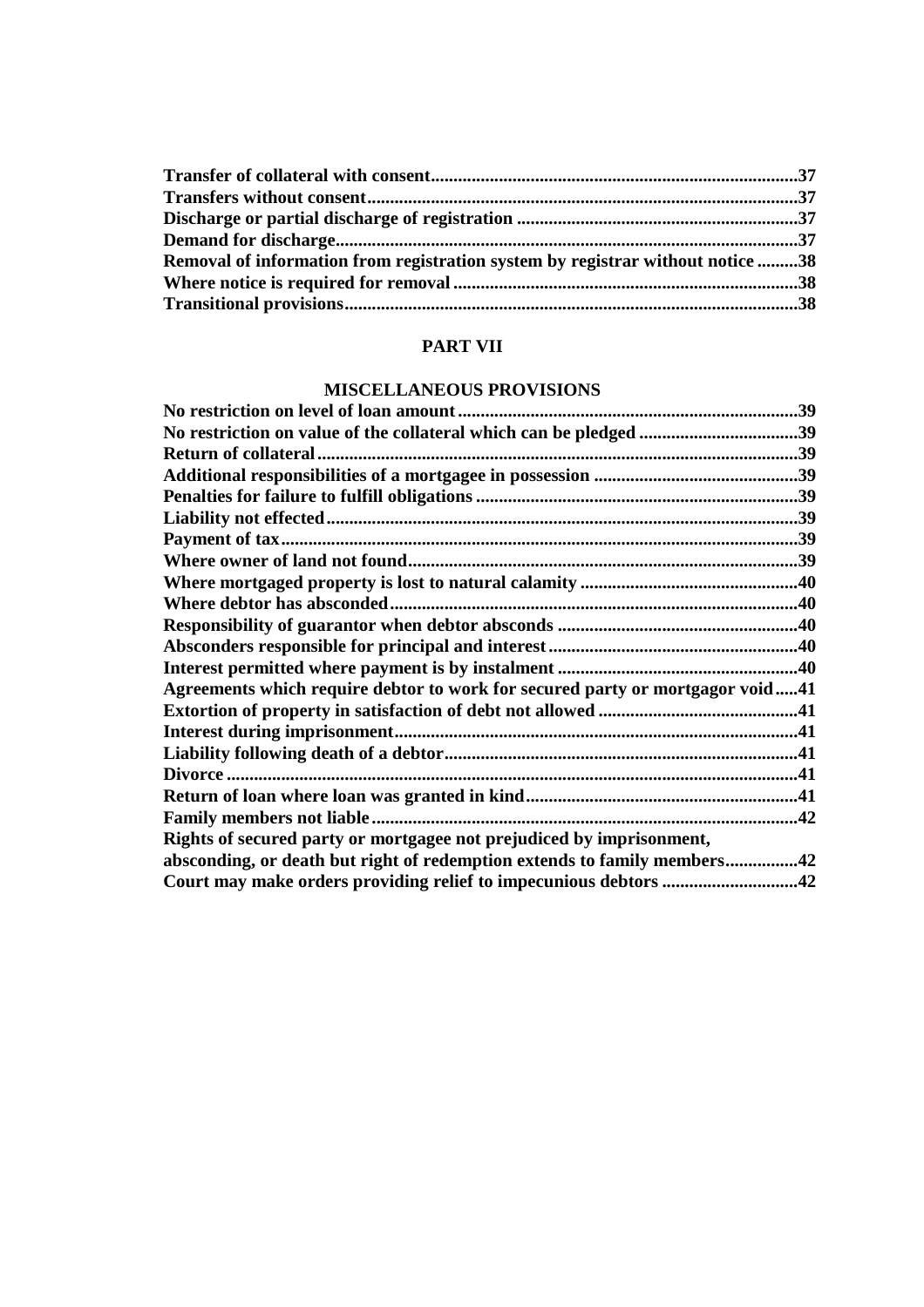**Transfer of collateral with consent**.....................................................................................37
**Transfers without consent**...................................................................................................37
**Discharge or partial discharge of registration** ..................................................................37
**Demand for discharge**...........................................................................................................37
**Removal of information from registration system by registrar without notice** .........38
**Where notice is required for removal** ................................................................................38
**Transitional provisions**.........................................................................................................38

## PART VII

## MISCELLANEOUS PROVISIONS

**No restriction on level of loan amount**...............................................................................39
**No restriction on value of the collateral which can be pledged** ....................................39
**Return of collateral**...............................................................................................................39
**Additional responsibilities of a mortgagee in possession** .............................................39
**Penalties for failure to fulfill obligations** ...........................................................................39
**Liability not effected**.............................................................................................................39
**Payment of tax**.......................................................................................................................39
**Where owner of land not found**...........................................................................................39
**Where mortgaged property is lost to natural calamity** ....................................................40
**Where debtor has absconded**...............................................................................................40
**Responsibility of guarantor when debtor absconds** ........................................................40
**Absconders responsible for principal and interest**...........................................................40
**Interest permitted where payment is by instalment** ........................................................40
**Agreements which require debtor to work for secured party or mortgagor void**.....41
**Extortion of property in satisfaction of debt not allowed** ...............................................41
**Interest during imprisonment**...............................................................................................41
**Liability following death of a debtor**.................................................................................41
**Divorce** .....................................................................................................................................41
**Return of loan where loan was granted in kind**...............................................................41
**Family members not liable**....................................................................................................42
**Rights of secured party or mortgagee not prejudiced by imprisonment, absconding, or death but right of redemption extends to family members**................42
**Court may make orders providing relief to impecunious debtors** ................................42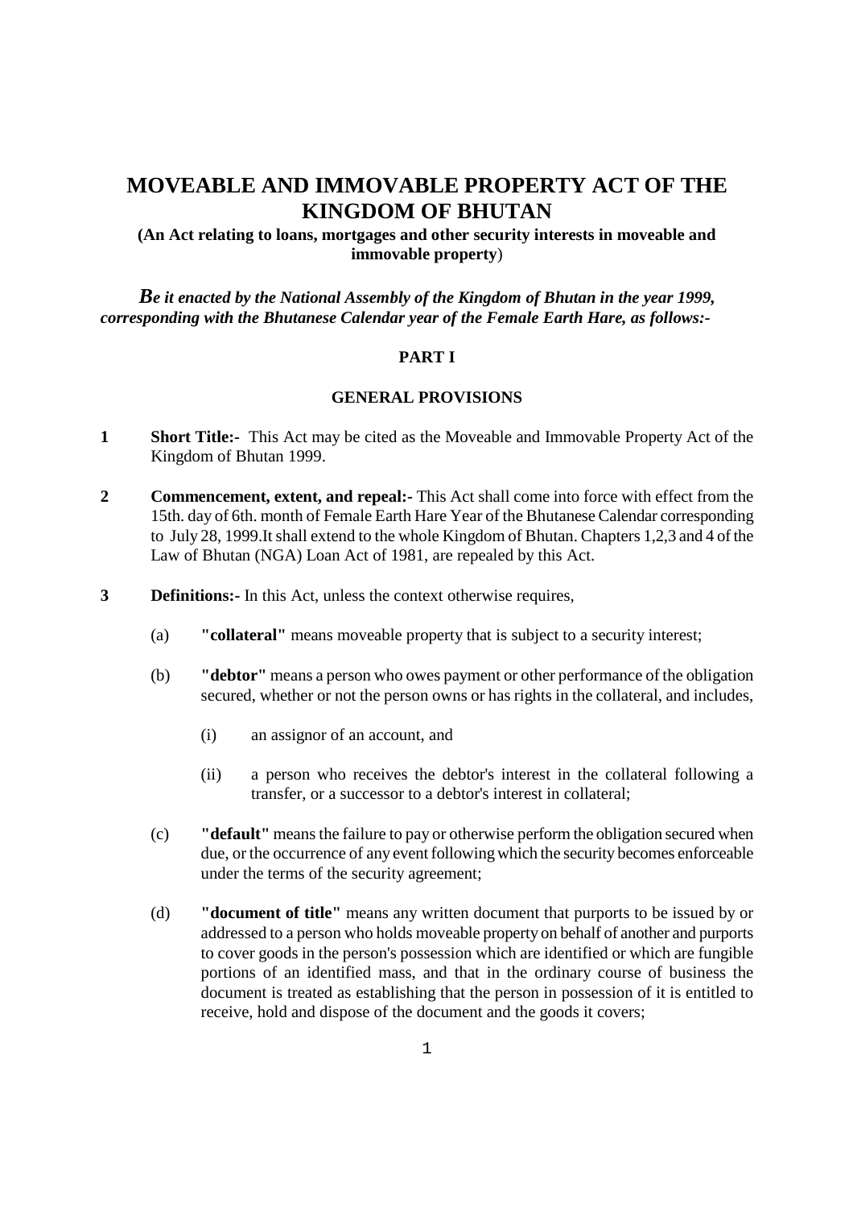# MOVEABLE AND IMMOVABLE PROPERTY ACT OF THE KINGDOM OF BHUTAN

**(An Act relating to loans, mortgages and other security interests in moveable and immovable property)**

***Be it enacted by the National Assembly of the Kingdom of Bhutan in the year 1999, corresponding with the Bhutanese Calendar year of the Female Earth Hare, as follows:-***

## PART I

## GENERAL PROVISIONS

**1 Short Title:-** This Act may be cited as the Moveable and Immovable Property Act of the Kingdom of Bhutan 1999.

**2 Commencement, extent, and repeal:-** This Act shall come into force with effect from the 15th. day of 6th. month of Female Earth Hare Year of the Bhutanese Calendar corresponding to July 28, 1999.It shall extend to the whole Kingdom of Bhutan. Chapters 1,2,3 and 4 of the Law of Bhutan (NGA) Loan Act of 1981, are repealed by this Act.

**3 Definitions:-** In this Act, unless the context otherwise requires,

(a) **"collateral"** means moveable property that is subject to a security interest;

(b) **"debtor"** means a person who owes payment or other performance of the obligation secured, whether or not the person owns or has rights in the collateral, and includes,

(i) an assignor of an account, and

(ii) a person who receives the debtor's interest in the collateral following a transfer, or a successor to a debtor's interest in collateral;

(c) **"default"** means the failure to pay or otherwise perform the obligation secured when due, or the occurrence of any event following which the security becomes enforceable under the terms of the security agreement;

(d) **"document of title"** means any written document that purports to be issued by or addressed to a person who holds moveable property on behalf of another and purports to cover goods in the person's possession which are identified or which are fungible portions of an identified mass, and that in the ordinary course of business the document is treated as establishing that the person in possession of it is entitled to receive, hold and dispose of the document and the goods it covers;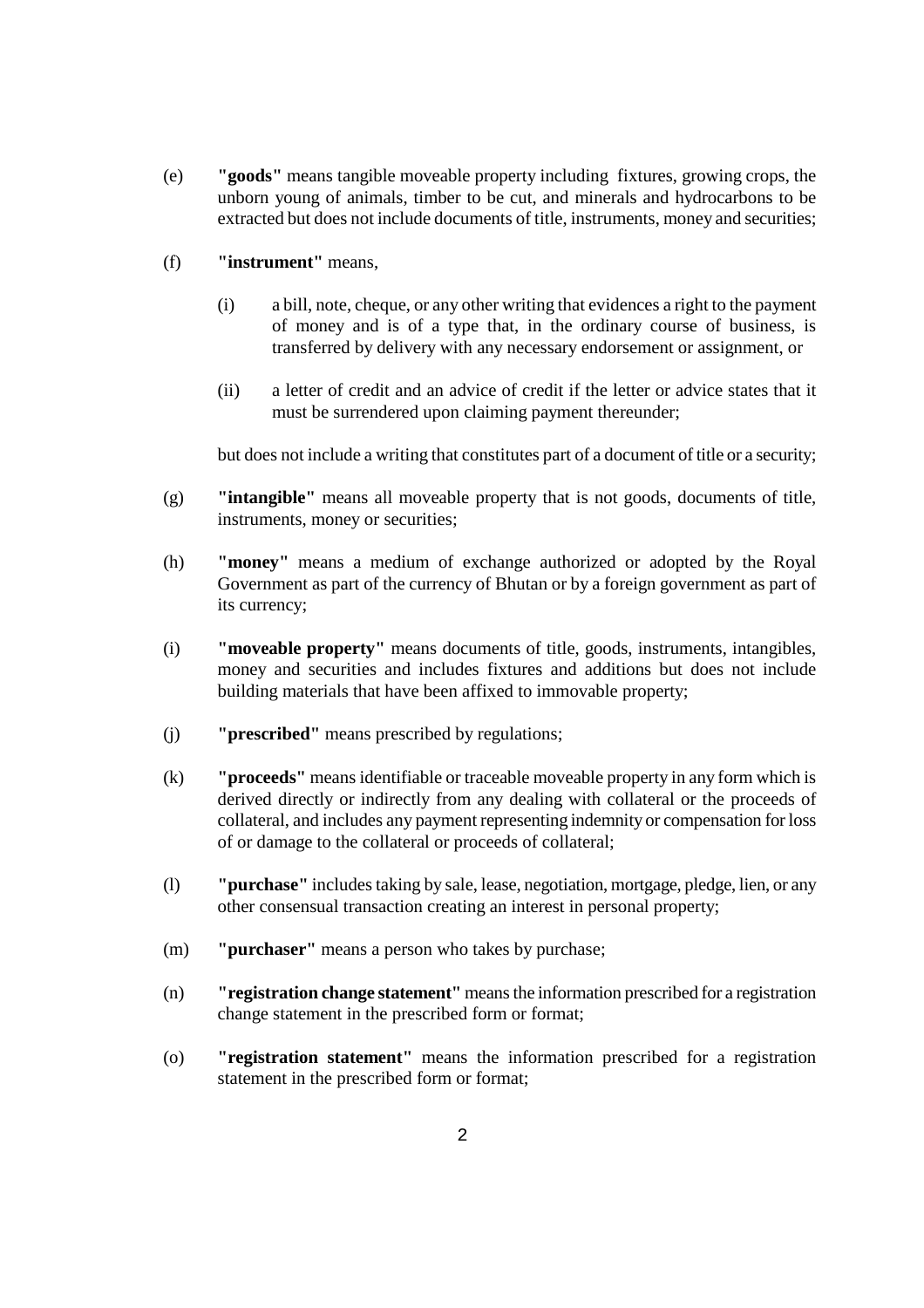(e) **"goods"** means tangible moveable property including fixtures, growing crops, the unborn young of animals, timber to be cut, and minerals and hydrocarbons to be extracted but does not include documents of title, instruments, money and securities;

(f) **"instrument"** means,

(i) a bill, note, cheque, or any other writing that evidences a right to the payment of money and is of a type that, in the ordinary course of business, is transferred by delivery with any necessary endorsement or assignment, or

(ii) a letter of credit and an advice of credit if the letter or advice states that it must be surrendered upon claiming payment thereunder;

but does not include a writing that constitutes part of a document of title or a security;

(g) **"intangible"** means all moveable property that is not goods, documents of title, instruments, money or securities;

(h) **"money"** means a medium of exchange authorized or adopted by the Royal Government as part of the currency of Bhutan or by a foreign government as part of its currency;

(i) **"moveable property"** means documents of title, goods, instruments, intangibles, money and securities and includes fixtures and additions but does not include building materials that have been affixed to immovable property;

(j) **"prescribed"** means prescribed by regulations;

(k) **"proceeds"** means identifiable or traceable moveable property in any form which is derived directly or indirectly from any dealing with collateral or the proceeds of collateral, and includes any payment representing indemnity or compensation for loss of or damage to the collateral or proceeds of collateral;

(l) **"purchase"** includes taking by sale, lease, negotiation, mortgage, pledge, lien, or any other consensual transaction creating an interest in personal property;

(m) **"purchaser"** means a person who takes by purchase;

(n) **"registration change statement"** means the information prescribed for a registration change statement in the prescribed form or format;

(o) **"registration statement"** means the information prescribed for a registration statement in the prescribed form or format;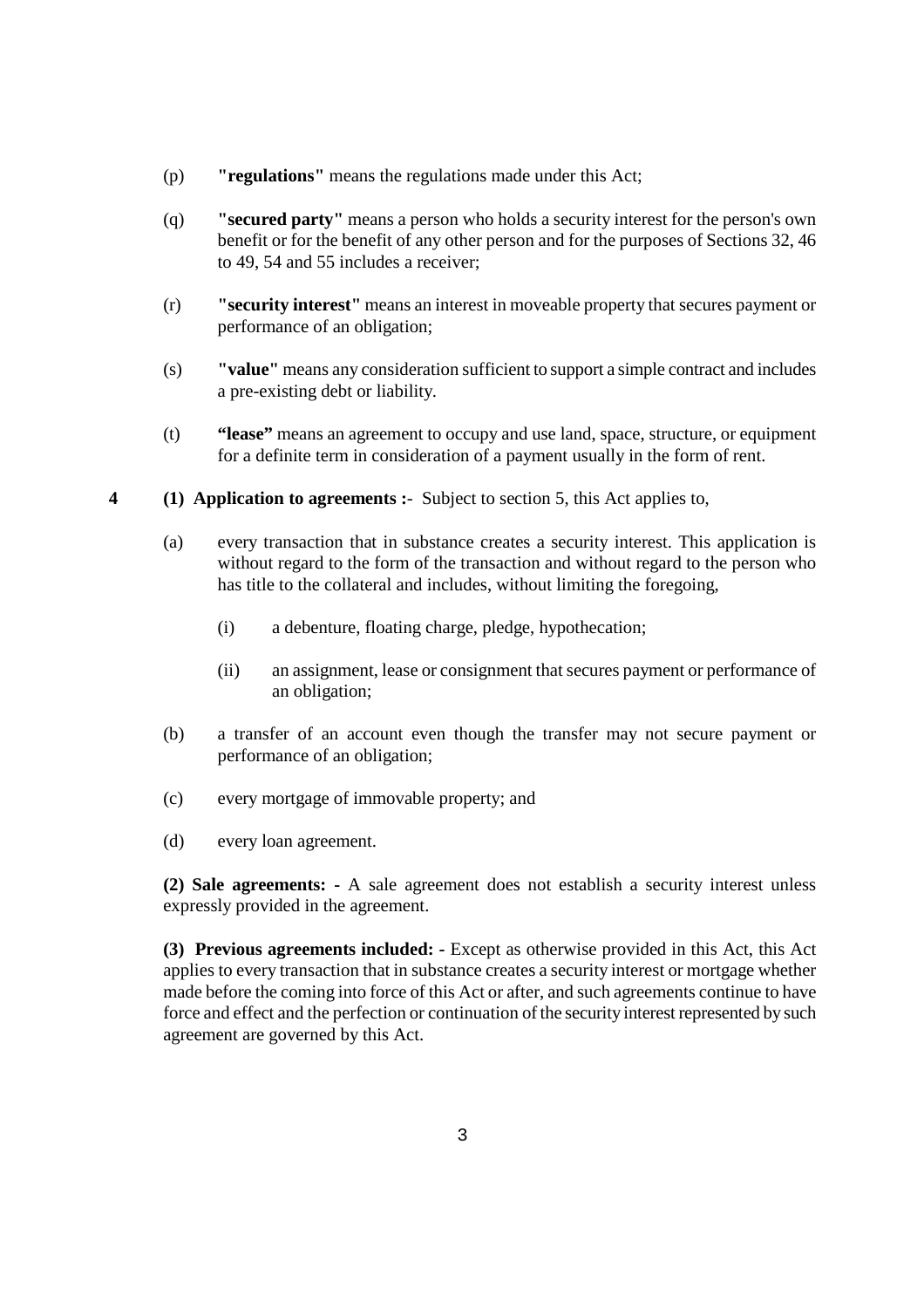(p) **"regulations"** means the regulations made under this Act;

(q) **"secured party"** means a person who holds a security interest for the person's own benefit or for the benefit of any other person and for the purposes of Sections 32, 46 to 49, 54 and 55 includes a receiver;

(r) **"security interest"** means an interest in moveable property that secures payment or performance of an obligation;

(s) **"value"** means any consideration sufficient to support a simple contract and includes a pre-existing debt or liability.

(t) **"lease"** means an agreement to occupy and use land, space, structure, or equipment for a definite term in consideration of a payment usually in the form of rent.

**4** **(1) Application to agreements :**- Subject to section 5, this Act applies to,

(a) every transaction that in substance creates a security interest. This application is without regard to the form of the transaction and without regard to the person who has title to the collateral and includes, without limiting the foregoing,

(i) a debenture, floating charge, pledge, hypothecation;

(ii) an assignment, lease or consignment that secures payment or performance of an obligation;

(b) a transfer of an account even though the transfer may not secure payment or performance of an obligation;

(c) every mortgage of immovable property; and

(d) every loan agreement.

**(2) Sale agreements: -** A sale agreement does not establish a security interest unless expressly provided in the agreement.

**(3) Previous agreements included: -** Except as otherwise provided in this Act, this Act applies to every transaction that in substance creates a security interest or mortgage whether made before the coming into force of this Act or after, and such agreements continue to have force and effect and the perfection or continuation of the security interest represented by such agreement are governed by this Act.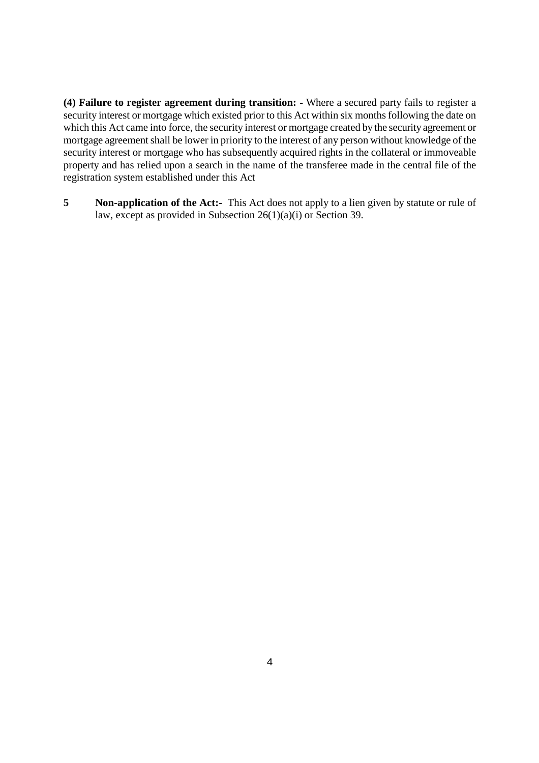**(4) Failure to register agreement during transition: -** Where a secured party fails to register a security interest or mortgage which existed prior to this Act within six months following the date on which this Act came into force, the security interest or mortgage created by the security agreement or mortgage agreement shall be lower in priority to the interest of any person without knowledge of the security interest or mortgage who has subsequently acquired rights in the collateral or immoveable property and has relied upon a search in the name of the transferee made in the central file of the registration system established under this Act

**5 Non-application of the Act:-** This Act does not apply to a lien given by statute or rule of law, except as provided in Subsection 26(1)(a)(i) or Section 39.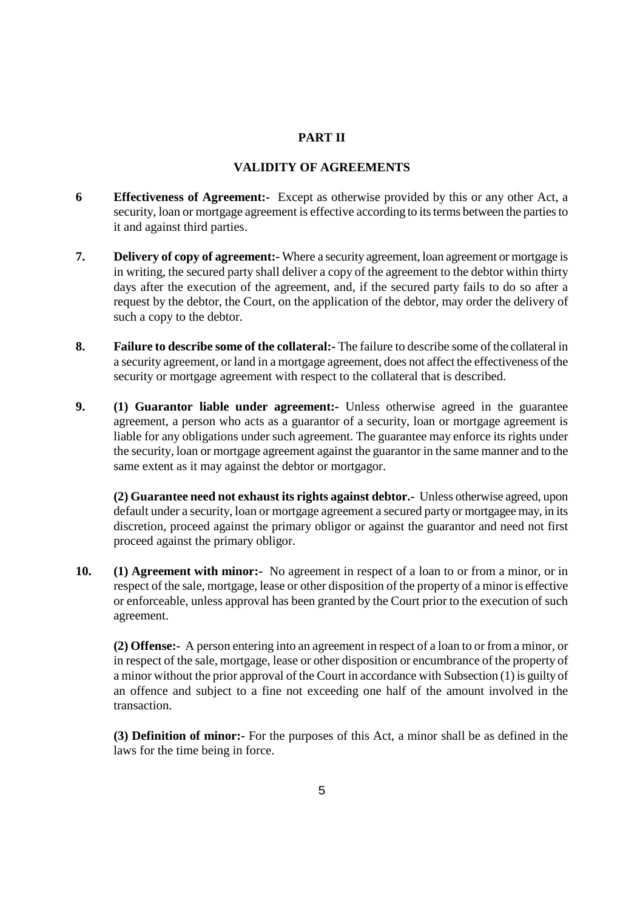## PART II

## VALIDITY OF AGREEMENTS

**6** **Effectiveness of Agreement:-** Except as otherwise provided by this or any other Act, a security, loan or mortgage agreement is effective according to its terms between the parties to it and against third parties.

**7.** **Delivery of copy of agreement:-** Where a security agreement, loan agreement or mortgage is in writing, the secured party shall deliver a copy of the agreement to the debtor within thirty days after the execution of the agreement, and, if the secured party fails to do so after a request by the debtor, the Court, on the application of the debtor, may order the delivery of such a copy to the debtor.

**8.** **Failure to describe some of the collateral:-** The failure to describe some of the collateral in a security agreement, or land in a mortgage agreement, does not affect the effectiveness of the security or mortgage agreement with respect to the collateral that is described.

**9.** **(1) Guarantor liable under agreement:-** Unless otherwise agreed in the guarantee agreement, a person who acts as a guarantor of a security, loan or mortgage agreement is liable for any obligations under such agreement. The guarantee may enforce its rights under the security, loan or mortgage agreement against the guarantor in the same manner and to the same extent as it may against the debtor or mortgagor.

**(2) Guarantee need not exhaust its rights against debtor.-** Unless otherwise agreed, upon default under a security, loan or mortgage agreement a secured party or mortgagee may, in its discretion, proceed against the primary obligor or against the guarantor and need not first proceed against the primary obligor.

**10.** **(1) Agreement with minor:-** No agreement in respect of a loan to or from a minor, or in respect of the sale, mortgage, lease or other disposition of the property of a minor is effective or enforceable, unless approval has been granted by the Court prior to the execution of such agreement.

**(2) Offense:-** A person entering into an agreement in respect of a loan to or from a minor, or in respect of the sale, mortgage, lease or other disposition or encumbrance of the property of a minor without the prior approval of the Court in accordance with Subsection (1) is guilty of an offence and subject to a fine not exceeding one half of the amount involved in the transaction.

**(3) Definition of minor:-** For the purposes of this Act, a minor shall be as defined in the laws for the time being in force.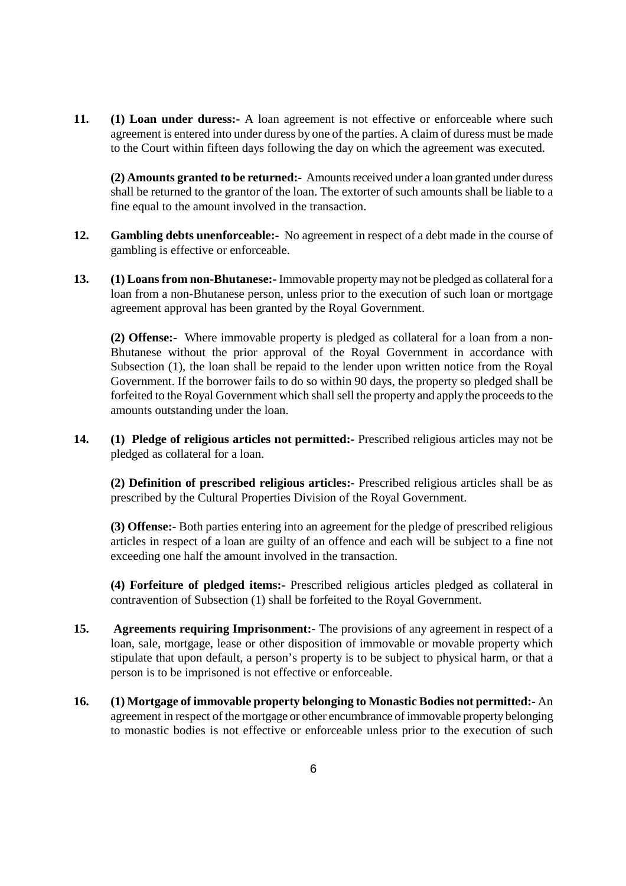**11.** **(1) Loan under duress:-** A loan agreement is not effective or enforceable where such agreement is entered into under duress by one of the parties. A claim of duress must be made to the Court within fifteen days following the day on which the agreement was executed.

**(2) Amounts granted to be returned:-** Amounts received under a loan granted under duress shall be returned to the grantor of the loan. The extorter of such amounts shall be liable to a fine equal to the amount involved in the transaction.

**12.** **Gambling debts unenforceable:-** No agreement in respect of a debt made in the course of gambling is effective or enforceable.

**13.** **(1) Loans from non-Bhutanese:-** Immovable property may not be pledged as collateral for a loan from a non-Bhutanese person, unless prior to the execution of such loan or mortgage agreement approval has been granted by the Royal Government.

**(2) Offense:-** Where immovable property is pledged as collateral for a loan from a non-Bhutanese without the prior approval of the Royal Government in accordance with Subsection (1), the loan shall be repaid to the lender upon written notice from the Royal Government. If the borrower fails to do so within 90 days, the property so pledged shall be forfeited to the Royal Government which shall sell the property and apply the proceeds to the amounts outstanding under the loan.

**14.** **(1) Pledge of religious articles not permitted:-** Prescribed religious articles may not be pledged as collateral for a loan.

**(2) Definition of prescribed religious articles:-** Prescribed religious articles shall be as prescribed by the Cultural Properties Division of the Royal Government.

**(3) Offense:-** Both parties entering into an agreement for the pledge of prescribed religious articles in respect of a loan are guilty of an offence and each will be subject to a fine not exceeding one half the amount involved in the transaction.

**(4) Forfeiture of pledged items:-** Prescribed religious articles pledged as collateral in contravention of Subsection (1) shall be forfeited to the Royal Government.

**15.** **Agreements requiring Imprisonment:-** The provisions of any agreement in respect of a loan, sale, mortgage, lease or other disposition of immovable or movable property which stipulate that upon default, a person's property is to be subject to physical harm, or that a person is to be imprisoned is not effective or enforceable.

**16.** **(1) Mortgage of immovable property belonging to Monastic Bodies not permitted:-** An agreement in respect of the mortgage or other encumbrance of immovable property belonging to monastic bodies is not effective or enforceable unless prior to the execution of such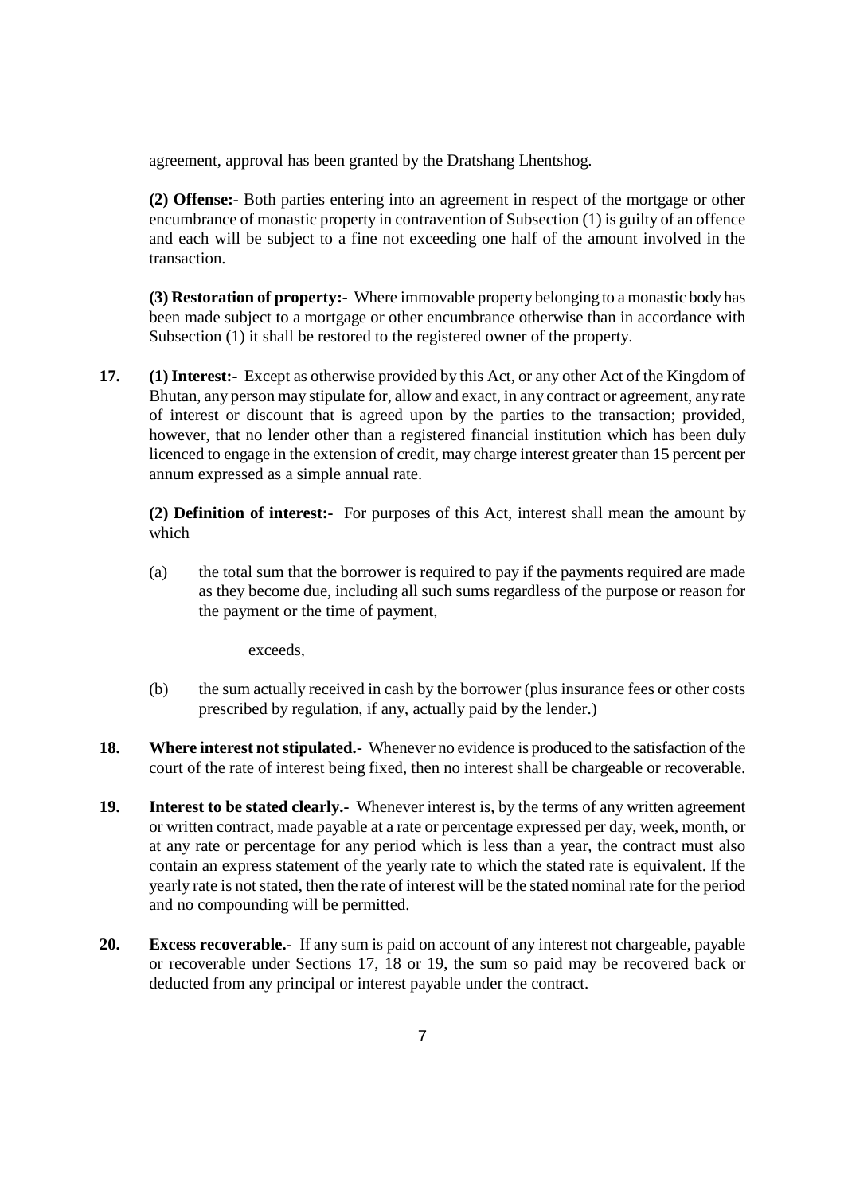agreement, approval has been granted by the Dratshang Lhentshog.

**(2) Offense:-** Both parties entering into an agreement in respect of the mortgage or other encumbrance of monastic property in contravention of Subsection (1) is guilty of an offence and each will be subject to a fine not exceeding one half of the amount involved in the transaction.

**(3) Restoration of property:-** Where immovable property belonging to a monastic body has been made subject to a mortgage or other encumbrance otherwise than in accordance with Subsection (1) it shall be restored to the registered owner of the property.

**17. (1) Interest:-** Except as otherwise provided by this Act, or any other Act of the Kingdom of Bhutan, any person may stipulate for, allow and exact, in any contract or agreement, any rate of interest or discount that is agreed upon by the parties to the transaction; provided, however, that no lender other than a registered financial institution which has been duly licenced to engage in the extension of credit, may charge interest greater than 15 percent per annum expressed as a simple annual rate.

**(2) Definition of interest:-** For purposes of this Act, interest shall mean the amount by which

(a) the total sum that the borrower is required to pay if the payments required are made as they become due, including all such sums regardless of the purpose or reason for the payment or the time of payment,

exceeds,

(b) the sum actually received in cash by the borrower (plus insurance fees or other costs prescribed by regulation, if any, actually paid by the lender.)

**18. Where interest not stipulated.-** Whenever no evidence is produced to the satisfaction of the court of the rate of interest being fixed, then no interest shall be chargeable or recoverable.

**19. Interest to be stated clearly.-** Whenever interest is, by the terms of any written agreement or written contract, made payable at a rate or percentage expressed per day, week, month, or at any rate or percentage for any period which is less than a year, the contract must also contain an express statement of the yearly rate to which the stated rate is equivalent. If the yearly rate is not stated, then the rate of interest will be the stated nominal rate for the period and no compounding will be permitted.

**20. Excess recoverable.-** If any sum is paid on account of any interest not chargeable, payable or recoverable under Sections 17, 18 or 19, the sum so paid may be recovered back or deducted from any principal or interest payable under the contract.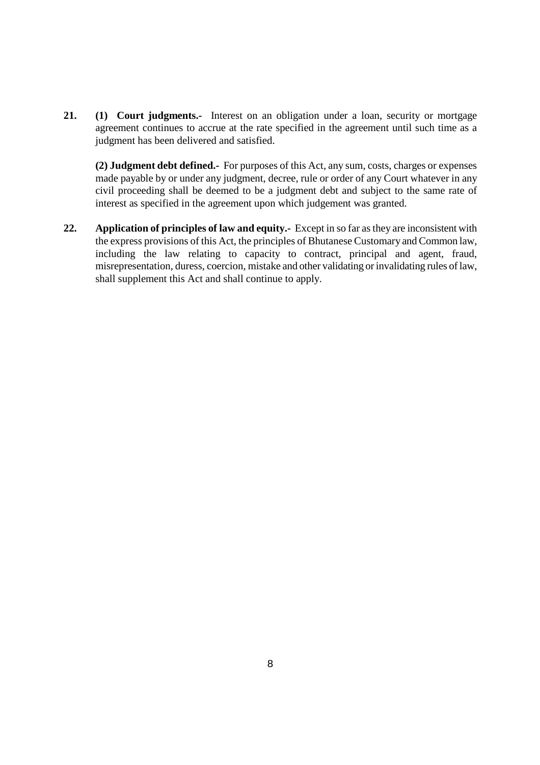**21. (1) Court judgments.-** Interest on an obligation under a loan, security or mortgage agreement continues to accrue at the rate specified in the agreement until such time as a judgment has been delivered and satisfied.

**(2) Judgment debt defined.-** For purposes of this Act, any sum, costs, charges or expenses made payable by or under any judgment, decree, rule or order of any Court whatever in any civil proceeding shall be deemed to be a judgment debt and subject to the same rate of interest as specified in the agreement upon which judgement was granted.

**22. Application of principles of law and equity.-** Except in so far as they are inconsistent with the express provisions of this Act, the principles of Bhutanese Customary and Common law, including the law relating to capacity to contract, principal and agent, fraud, misrepresentation, duress, coercion, mistake and other validating or invalidating rules of law, shall supplement this Act and shall continue to apply.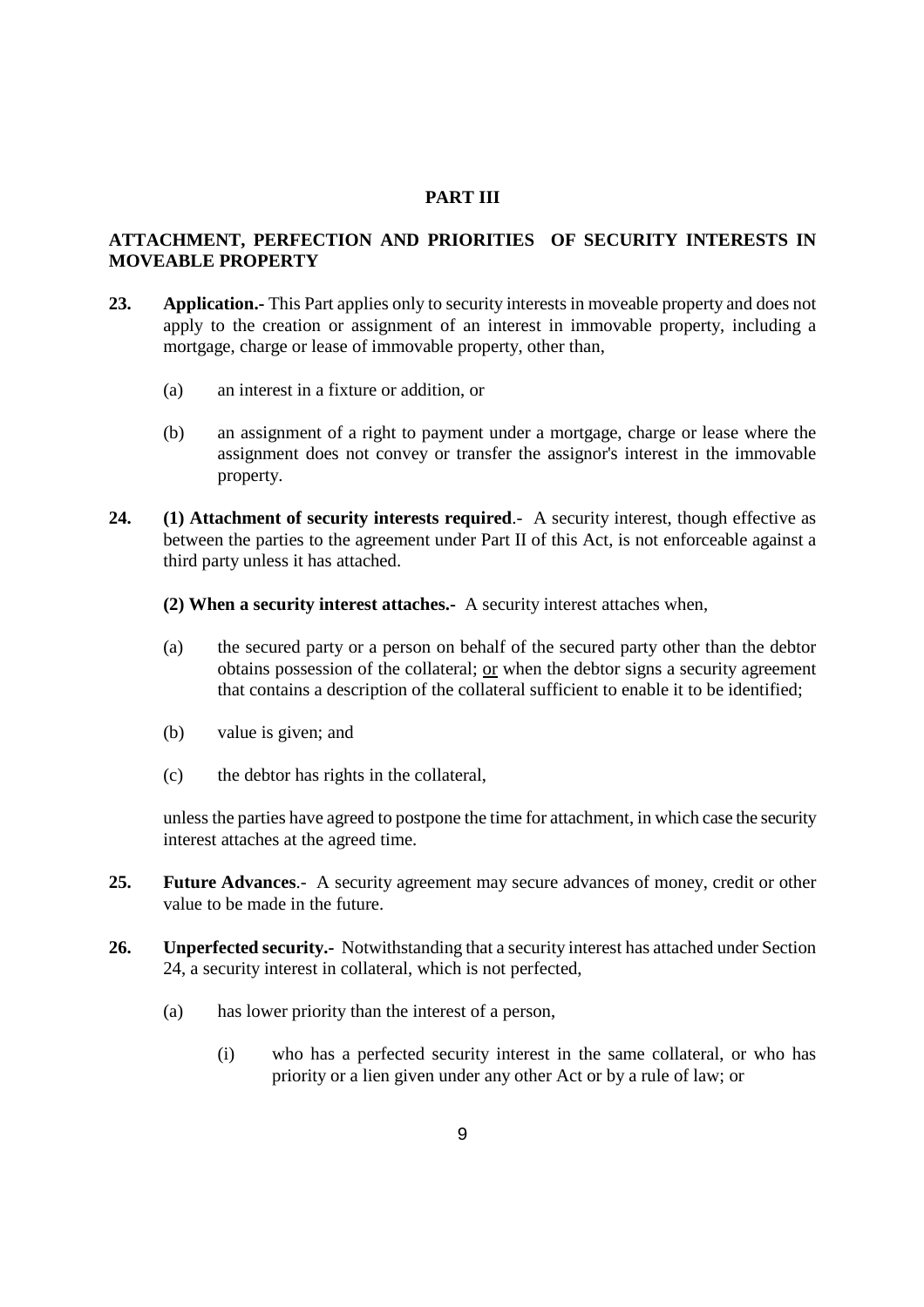## PART III

### ATTACHMENT, PERFECTION AND PRIORITIES OF SECURITY INTERESTS IN MOVEABLE PROPERTY

**23. Application.-** This Part applies only to security interests in moveable property and does not apply to the creation or assignment of an interest in immovable property, including a mortgage, charge or lease of immovable property, other than,

(a) an interest in a fixture or addition, or

(b) an assignment of a right to payment under a mortgage, charge or lease where the assignment does not convey or transfer the assignor's interest in the immovable property.

**24. (1) Attachment of security interests required**.- A security interest, though effective as between the parties to the agreement under Part II of this Act, is not enforceable against a third party unless it has attached.

**(2) When a security interest attaches.-** A security interest attaches when,

(a) the secured party or a person on behalf of the secured party other than the debtor obtains possession of the collateral; <u>or</u> when the debtor signs a security agreement that contains a description of the collateral sufficient to enable it to be identified;

(b) value is given; and

(c) the debtor has rights in the collateral,

unless the parties have agreed to postpone the time for attachment, in which case the security interest attaches at the agreed time.

**25. Future Advances**.- A security agreement may secure advances of money, credit or other value to be made in the future.

**26. Unperfected security.-** Notwithstanding that a security interest has attached under Section 24, a security interest in collateral, which is not perfected,

(a) has lower priority than the interest of a person,

(i) who has a perfected security interest in the same collateral, or who has priority or a lien given under any other Act or by a rule of law; or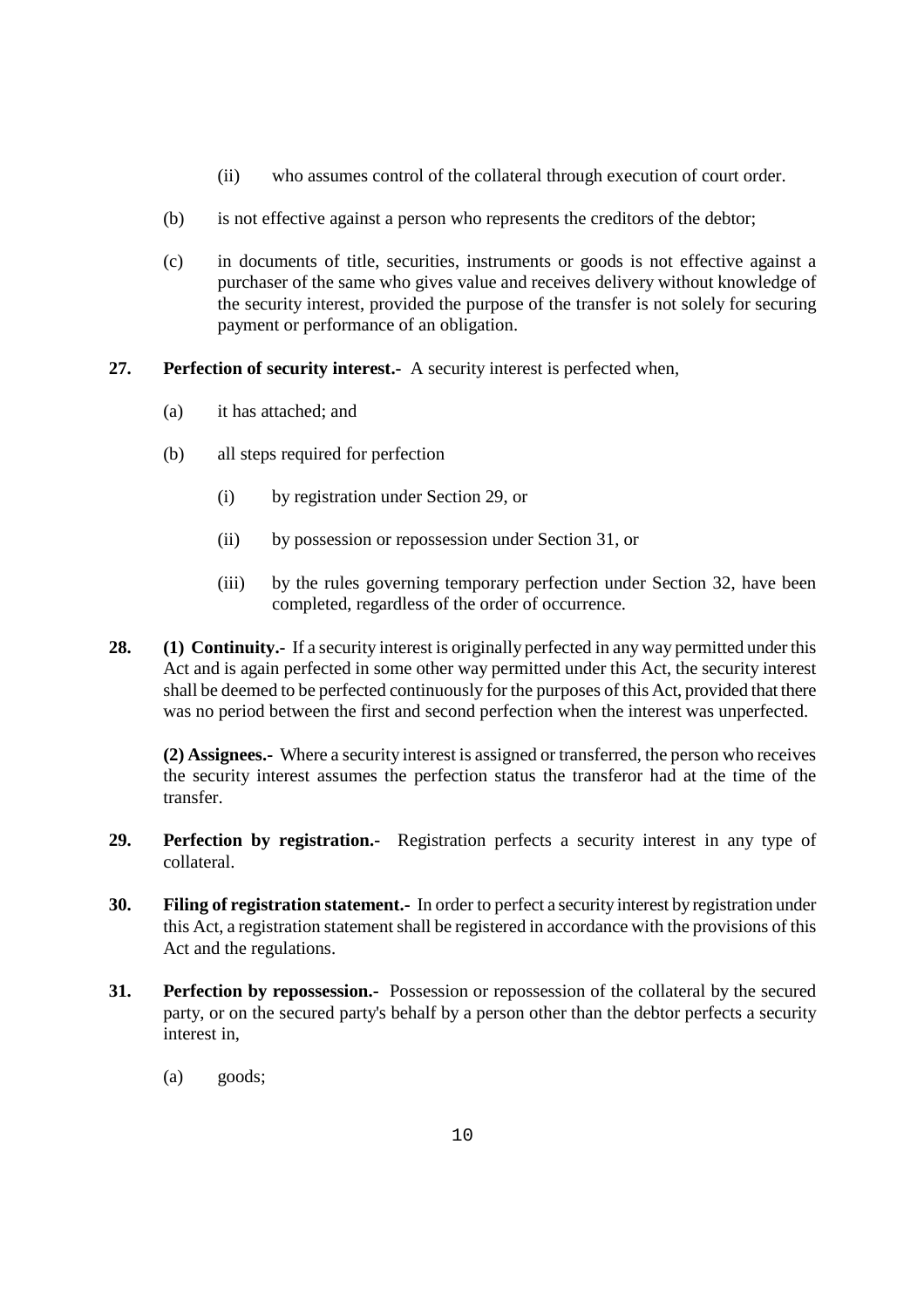(ii) who assumes control of the collateral through execution of court order.

(b) is not effective against a person who represents the creditors of the debtor;

(c) in documents of title, securities, instruments or goods is not effective against a purchaser of the same who gives value and receives delivery without knowledge of the security interest, provided the purpose of the transfer is not solely for securing payment or performance of an obligation.

**27. Perfection of security interest.-** A security interest is perfected when,

(a) it has attached; and

(b) all steps required for perfection

(i) by registration under Section 29, or

(ii) by possession or repossession under Section 31, or

(iii) by the rules governing temporary perfection under Section 32, have been completed, regardless of the order of occurrence.

**28. (1) Continuity.-** If a security interest is originally perfected in any way permitted under this Act and is again perfected in some other way permitted under this Act, the security interest shall be deemed to be perfected continuously for the purposes of this Act, provided that there was no period between the first and second perfection when the interest was unperfected.

**(2) Assignees.-** Where a security interest is assigned or transferred, the person who receives the security interest assumes the perfection status the transferor had at the time of the transfer.

**29. Perfection by registration.-** Registration perfects a security interest in any type of collateral.

**30. Filing of registration statement.-** In order to perfect a security interest by registration under this Act, a registration statement shall be registered in accordance with the provisions of this Act and the regulations.

**31. Perfection by repossession.-** Possession or repossession of the collateral by the secured party, or on the secured party's behalf by a person other than the debtor perfects a security interest in,

(a) goods;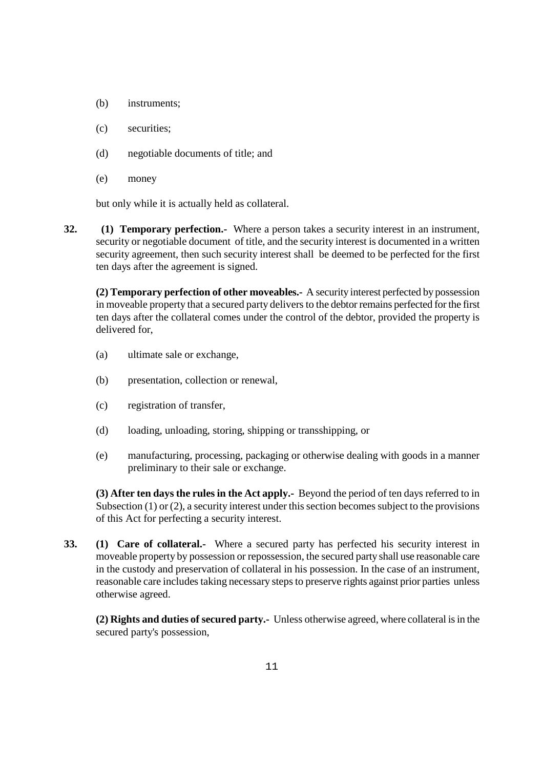(b) instruments;

(c) securities;

(d) negotiable documents of title; and

(e) money

but only while it is actually held as collateral.

**32.** **(1) Temporary perfection.-** Where a person takes a security interest in an instrument, security or negotiable document of title, and the security interest is documented in a written security agreement, then such security interest shall be deemed to be perfected for the first ten days after the agreement is signed.

**(2) Temporary perfection of other moveables.-** A security interest perfected by possession in moveable property that a secured party delivers to the debtor remains perfected for the first ten days after the collateral comes under the control of the debtor, provided the property is delivered for,

(a) ultimate sale or exchange,

(b) presentation, collection or renewal,

(c) registration of transfer,

(d) loading, unloading, storing, shipping or transshipping, or

(e) manufacturing, processing, packaging or otherwise dealing with goods in a manner preliminary to their sale or exchange.

**(3) After ten days the rules in the Act apply.-** Beyond the period of ten days referred to in Subsection (1) or (2), a security interest under this section becomes subject to the provisions of this Act for perfecting a security interest.

**33.** **(1) Care of collateral.-** Where a secured party has perfected his security interest in moveable property by possession or repossession, the secured party shall use reasonable care in the custody and preservation of collateral in his possession. In the case of an instrument, reasonable care includes taking necessary steps to preserve rights against prior parties unless otherwise agreed.

**(2) Rights and duties of secured party.-** Unless otherwise agreed, where collateral is in the secured party's possession,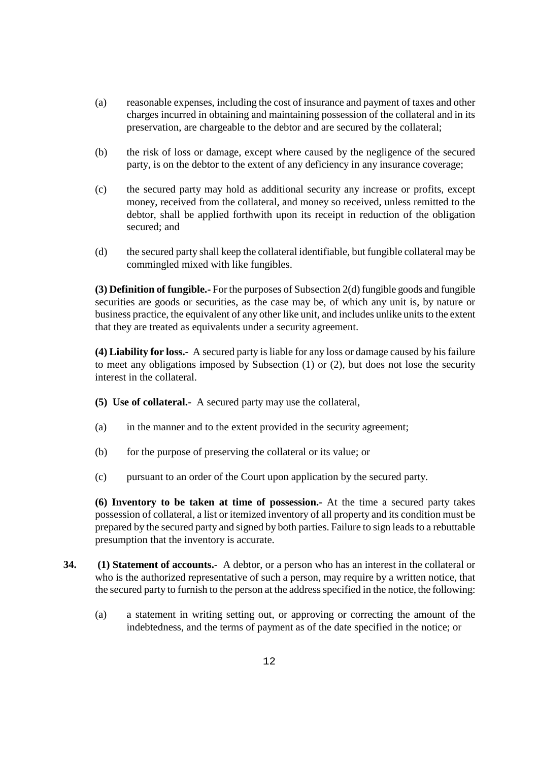(a) reasonable expenses, including the cost of insurance and payment of taxes and other charges incurred in obtaining and maintaining possession of the collateral and in its preservation, are chargeable to the debtor and are secured by the collateral;

(b) the risk of loss or damage, except where caused by the negligence of the secured party, is on the debtor to the extent of any deficiency in any insurance coverage;

(c) the secured party may hold as additional security any increase or profits, except money, received from the collateral, and money so received, unless remitted to the debtor, shall be applied forthwith upon its receipt in reduction of the obligation secured; and

(d) the secured party shall keep the collateral identifiable, but fungible collateral may be commingled mixed with like fungibles.

**(3) Definition of fungible.-** For the purposes of Subsection 2(d) fungible goods and fungible securities are goods or securities, as the case may be, of which any unit is, by nature or business practice, the equivalent of any other like unit, and includes unlike units to the extent that they are treated as equivalents under a security agreement.

**(4) Liability for loss.-** A secured party is liable for any loss or damage caused by his failure to meet any obligations imposed by Subsection (1) or (2), but does not lose the security interest in the collateral.

**(5) Use of collateral.-** A secured party may use the collateral,

(a) in the manner and to the extent provided in the security agreement;

(b) for the purpose of preserving the collateral or its value; or

(c) pursuant to an order of the Court upon application by the secured party.

**(6) Inventory to be taken at time of possession.-** At the time a secured party takes possession of collateral, a list or itemized inventory of all property and its condition must be prepared by the secured party and signed by both parties. Failure to sign leads to a rebuttable presumption that the inventory is accurate.

**34.** **(1) Statement of accounts.-** A debtor, or a person who has an interest in the collateral or who is the authorized representative of such a person, may require by a written notice, that the secured party to furnish to the person at the address specified in the notice, the following:

(a) a statement in writing setting out, or approving or correcting the amount of the indebtedness, and the terms of payment as of the date specified in the notice; or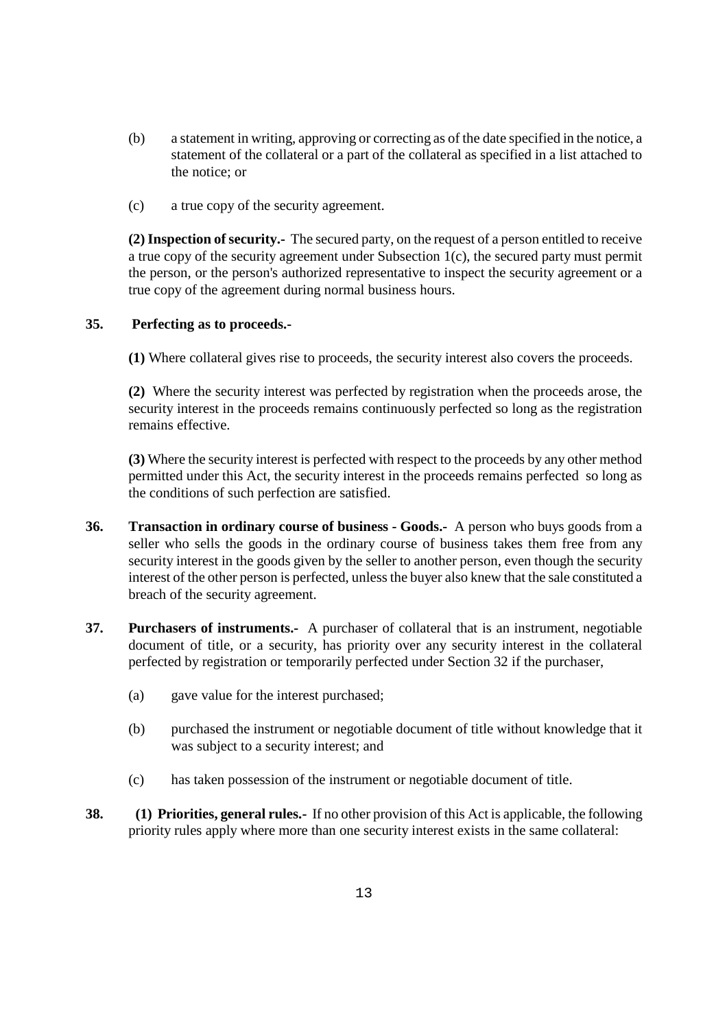(b) a statement in writing, approving or correcting as of the date specified in the notice, a statement of the collateral or a part of the collateral as specified in a list attached to the notice; or

(c) a true copy of the security agreement.

**(2) Inspection of security.-** The secured party, on the request of a person entitled to receive a true copy of the security agreement under Subsection 1(c), the secured party must permit the person, or the person's authorized representative to inspect the security agreement or a true copy of the agreement during normal business hours.

**35. Perfecting as to proceeds.-**

**(1)** Where collateral gives rise to proceeds, the security interest also covers the proceeds.

**(2)** Where the security interest was perfected by registration when the proceeds arose, the security interest in the proceeds remains continuously perfected so long as the registration remains effective.

**(3)** Where the security interest is perfected with respect to the proceeds by any other method permitted under this Act, the security interest in the proceeds remains perfected so long as the conditions of such perfection are satisfied.

**36. Transaction in ordinary course of business - Goods.-** A person who buys goods from a seller who sells the goods in the ordinary course of business takes them free from any security interest in the goods given by the seller to another person, even though the security interest of the other person is perfected, unless the buyer also knew that the sale constituted a breach of the security agreement.

**37. Purchasers of instruments.-** A purchaser of collateral that is an instrument, negotiable document of title, or a security, has priority over any security interest in the collateral perfected by registration or temporarily perfected under Section 32 if the purchaser,

(a) gave value for the interest purchased;

(b) purchased the instrument or negotiable document of title without knowledge that it was subject to a security interest; and

(c) has taken possession of the instrument or negotiable document of title.

**38. (1) Priorities, general rules.-** If no other provision of this Act is applicable, the following priority rules apply where more than one security interest exists in the same collateral: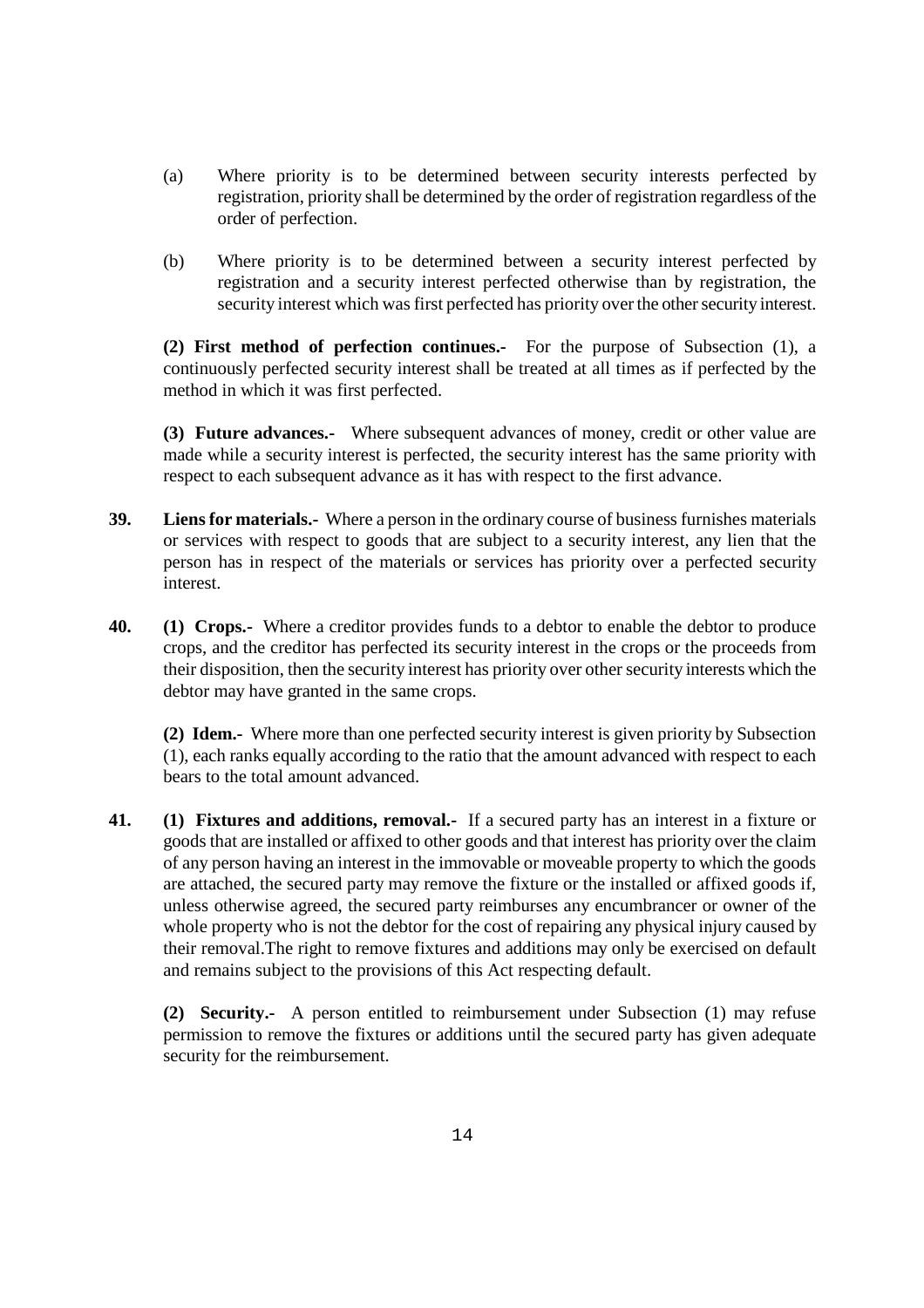(a) Where priority is to be determined between security interests perfected by registration, priority shall be determined by the order of registration regardless of the order of perfection.

(b) Where priority is to be determined between a security interest perfected by registration and a security interest perfected otherwise than by registration, the security interest which was first perfected has priority over the other security interest.

**(2) First method of perfection continues.-** For the purpose of Subsection (1), a continuously perfected security interest shall be treated at all times as if perfected by the method in which it was first perfected.

**(3) Future advances.-** Where subsequent advances of money, credit or other value are made while a security interest is perfected, the security interest has the same priority with respect to each subsequent advance as it has with respect to the first advance.

**39. Liens for materials.-** Where a person in the ordinary course of business furnishes materials or services with respect to goods that are subject to a security interest, any lien that the person has in respect of the materials or services has priority over a perfected security interest.

**40. (1) Crops.-** Where a creditor provides funds to a debtor to enable the debtor to produce crops, and the creditor has perfected its security interest in the crops or the proceeds from their disposition, then the security interest has priority over other security interests which the debtor may have granted in the same crops.

**(2) Idem.-** Where more than one perfected security interest is given priority by Subsection (1), each ranks equally according to the ratio that the amount advanced with respect to each bears to the total amount advanced.

**41. (1) Fixtures and additions, removal.-** If a secured party has an interest in a fixture or goods that are installed or affixed to other goods and that interest has priority over the claim of any person having an interest in the immovable or moveable property to which the goods are attached, the secured party may remove the fixture or the installed or affixed goods if, unless otherwise agreed, the secured party reimburses any encumbrancer or owner of the whole property who is not the debtor for the cost of repairing any physical injury caused by their removal.The right to remove fixtures and additions may only be exercised on default and remains subject to the provisions of this Act respecting default.

**(2) Security.-** A person entitled to reimbursement under Subsection (1) may refuse permission to remove the fixtures or additions until the secured party has given adequate security for the reimbursement.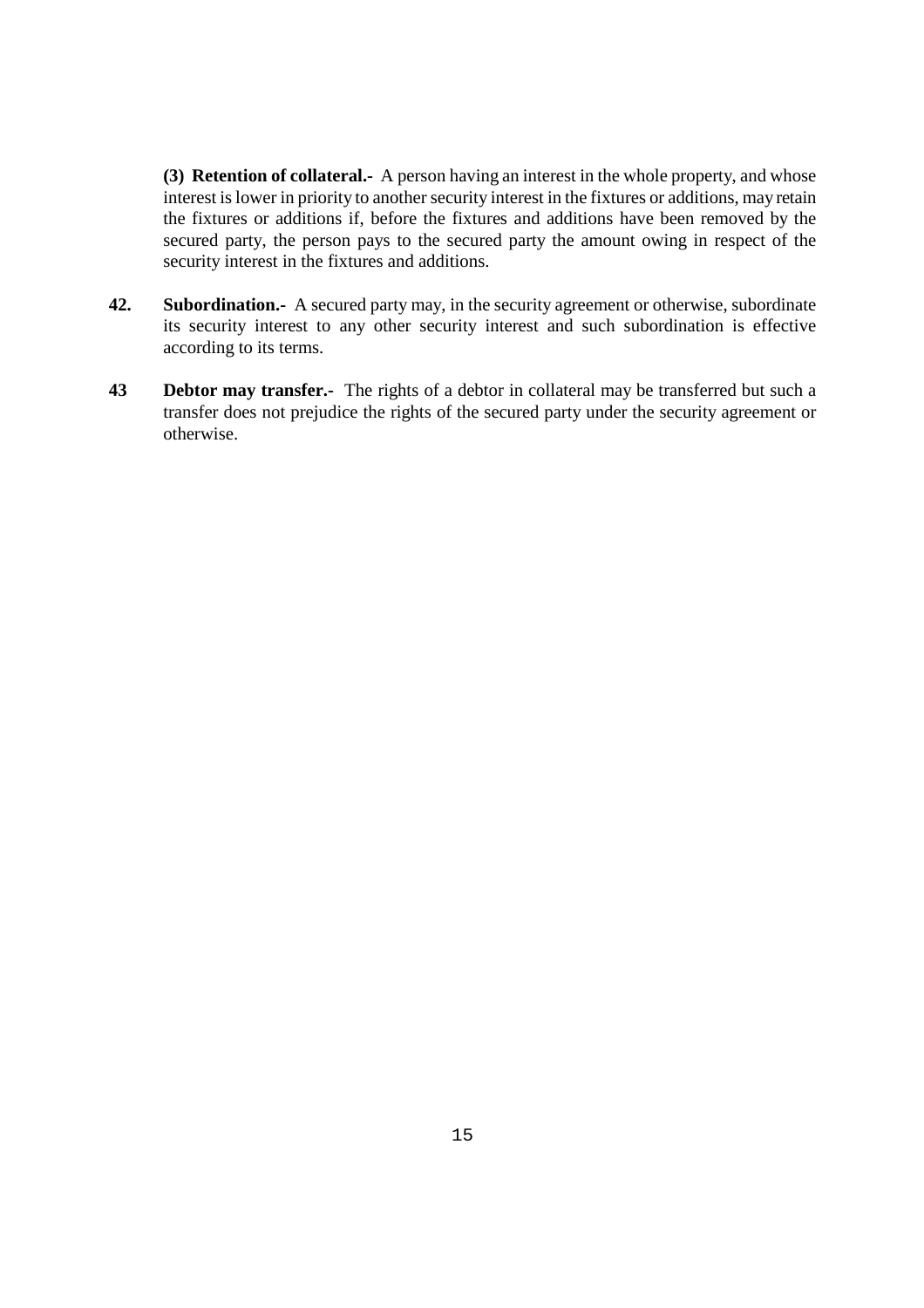**(3) Retention of collateral.-** A person having an interest in the whole property, and whose interest is lower in priority to another security interest in the fixtures or additions, may retain the fixtures or additions if, before the fixtures and additions have been removed by the secured party, the person pays to the secured party the amount owing in respect of the security interest in the fixtures and additions.

**42. Subordination.-** A secured party may, in the security agreement or otherwise, subordinate its security interest to any other security interest and such subordination is effective according to its terms.

**43 Debtor may transfer.-** The rights of a debtor in collateral may be transferred but such a transfer does not prejudice the rights of the secured party under the security agreement or otherwise.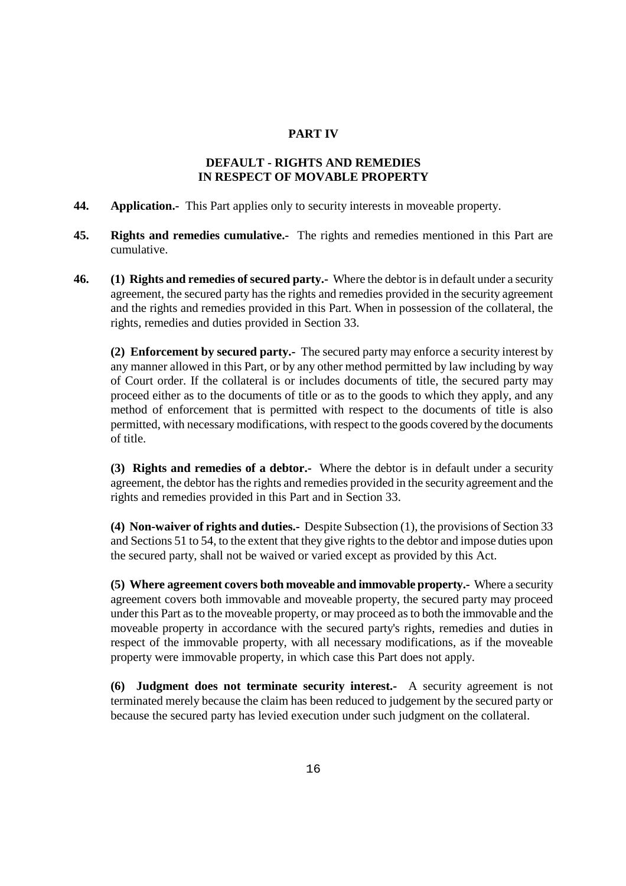## PART IV

## DEFAULT - RIGHTS AND REMEDIES IN RESPECT OF MOVABLE PROPERTY

**44. Application.-** This Part applies only to security interests in moveable property.

**45. Rights and remedies cumulative.-** The rights and remedies mentioned in this Part are cumulative.

**46. (1) Rights and remedies of secured party.-** Where the debtor is in default under a security agreement, the secured party has the rights and remedies provided in the security agreement and the rights and remedies provided in this Part. When in possession of the collateral, the rights, remedies and duties provided in Section 33.

**(2) Enforcement by secured party.-** The secured party may enforce a security interest by any manner allowed in this Part, or by any other method permitted by law including by way of Court order. If the collateral is or includes documents of title, the secured party may proceed either as to the documents of title or as to the goods to which they apply, and any method of enforcement that is permitted with respect to the documents of title is also permitted, with necessary modifications, with respect to the goods covered by the documents of title.

**(3) Rights and remedies of a debtor.-** Where the debtor is in default under a security agreement, the debtor has the rights and remedies provided in the security agreement and the rights and remedies provided in this Part and in Section 33.

**(4) Non-waiver of rights and duties.-** Despite Subsection (1), the provisions of Section 33 and Sections 51 to 54, to the extent that they give rights to the debtor and impose duties upon the secured party, shall not be waived or varied except as provided by this Act.

**(5) Where agreement covers both moveable and immovable property.-** Where a security agreement covers both immovable and moveable property, the secured party may proceed under this Part as to the moveable property, or may proceed as to both the immovable and the moveable property in accordance with the secured party's rights, remedies and duties in respect of the immovable property, with all necessary modifications, as if the moveable property were immovable property, in which case this Part does not apply.

**(6) Judgment does not terminate security interest.-** A security agreement is not terminated merely because the claim has been reduced to judgement by the secured party or because the secured party has levied execution under such judgment on the collateral.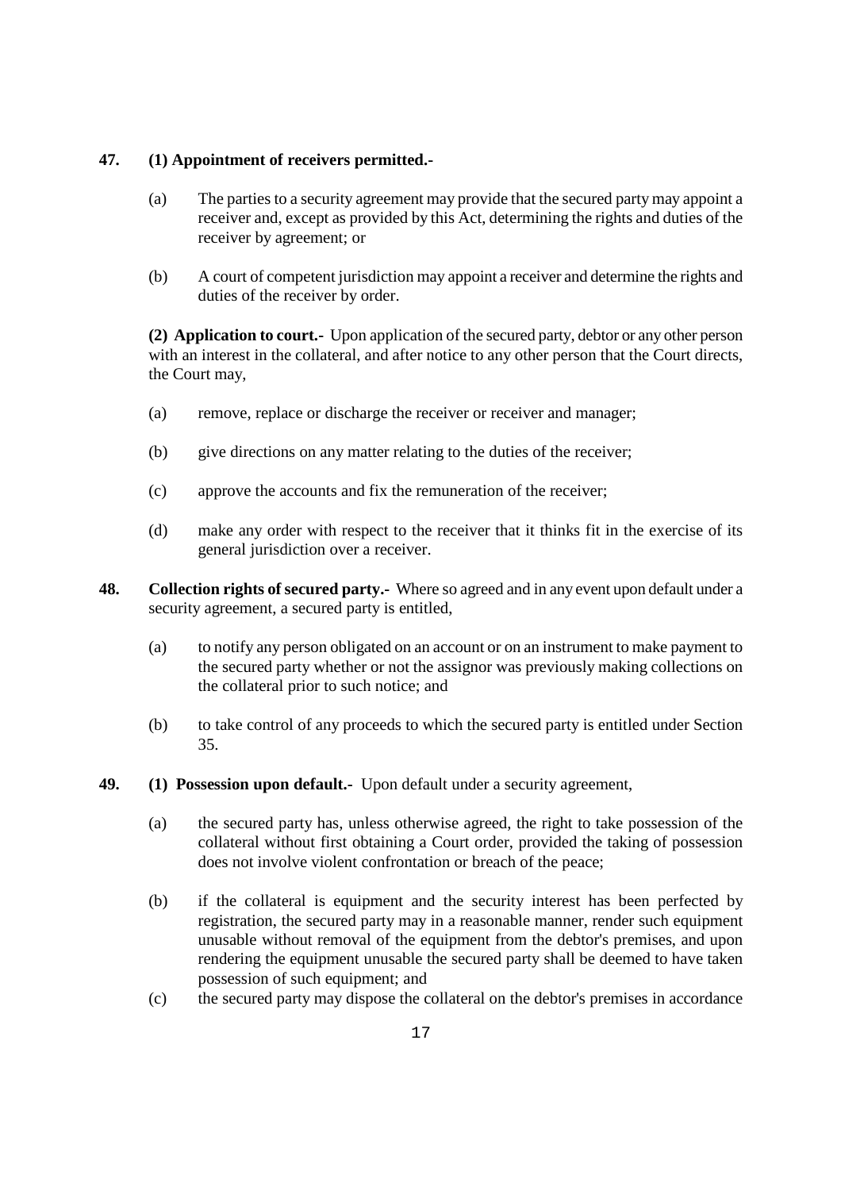**47. (1) Appointment of receivers permitted.-**

(a) The parties to a security agreement may provide that the secured party may appoint a receiver and, except as provided by this Act, determining the rights and duties of the receiver by agreement; or

(b) A court of competent jurisdiction may appoint a receiver and determine the rights and duties of the receiver by order.

**(2) Application to court.-** Upon application of the secured party, debtor or any other person with an interest in the collateral, and after notice to any other person that the Court directs, the Court may,

(a) remove, replace or discharge the receiver or receiver and manager;

(b) give directions on any matter relating to the duties of the receiver;

(c) approve the accounts and fix the remuneration of the receiver;

(d) make any order with respect to the receiver that it thinks fit in the exercise of its general jurisdiction over a receiver.

**48. Collection rights of secured party.-** Where so agreed and in any event upon default under a security agreement, a secured party is entitled,

(a) to notify any person obligated on an account or on an instrument to make payment to the secured party whether or not the assignor was previously making collections on the collateral prior to such notice; and

(b) to take control of any proceeds to which the secured party is entitled under Section 35.

**49. (1) Possession upon default.-** Upon default under a security agreement,

(a) the secured party has, unless otherwise agreed, the right to take possession of the collateral without first obtaining a Court order, provided the taking of possession does not involve violent confrontation or breach of the peace;

(b) if the collateral is equipment and the security interest has been perfected by registration, the secured party may in a reasonable manner, render such equipment unusable without removal of the equipment from the debtor's premises, and upon rendering the equipment unusable the secured party shall be deemed to have taken possession of such equipment; and

(c) the secured party may dispose the collateral on the debtor's premises in accordance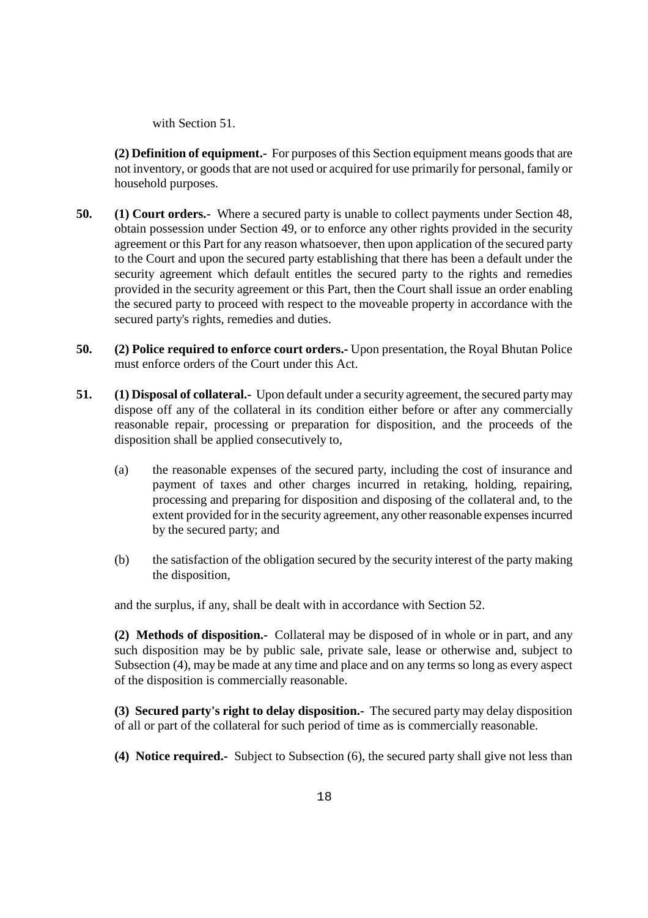with Section 51.

**(2) Definition of equipment.-** For purposes of this Section equipment means goods that are not inventory, or goods that are not used or acquired for use primarily for personal, family or household purposes.

**50. (1) Court orders.-** Where a secured party is unable to collect payments under Section 48, obtain possession under Section 49, or to enforce any other rights provided in the security agreement or this Part for any reason whatsoever, then upon application of the secured party to the Court and upon the secured party establishing that there has been a default under the security agreement which default entitles the secured party to the rights and remedies provided in the security agreement or this Part, then the Court shall issue an order enabling the secured party to proceed with respect to the moveable property in accordance with the secured party's rights, remedies and duties.

**50. (2) Police required to enforce court orders.-** Upon presentation, the Royal Bhutan Police must enforce orders of the Court under this Act.

**51. (1) Disposal of collateral.-** Upon default under a security agreement, the secured party may dispose off any of the collateral in its condition either before or after any commercially reasonable repair, processing or preparation for disposition, and the proceeds of the disposition shall be applied consecutively to,

(a) the reasonable expenses of the secured party, including the cost of insurance and payment of taxes and other charges incurred in retaking, holding, repairing, processing and preparing for disposition and disposing of the collateral and, to the extent provided for in the security agreement, any other reasonable expenses incurred by the secured party; and

(b) the satisfaction of the obligation secured by the security interest of the party making the disposition,

and the surplus, if any, shall be dealt with in accordance with Section 52.

**(2) Methods of disposition.-** Collateral may be disposed of in whole or in part, and any such disposition may be by public sale, private sale, lease or otherwise and, subject to Subsection (4), may be made at any time and place and on any terms so long as every aspect of the disposition is commercially reasonable.

**(3) Secured party's right to delay disposition.-** The secured party may delay disposition of all or part of the collateral for such period of time as is commercially reasonable.

**(4) Notice required.-** Subject to Subsection (6), the secured party shall give not less than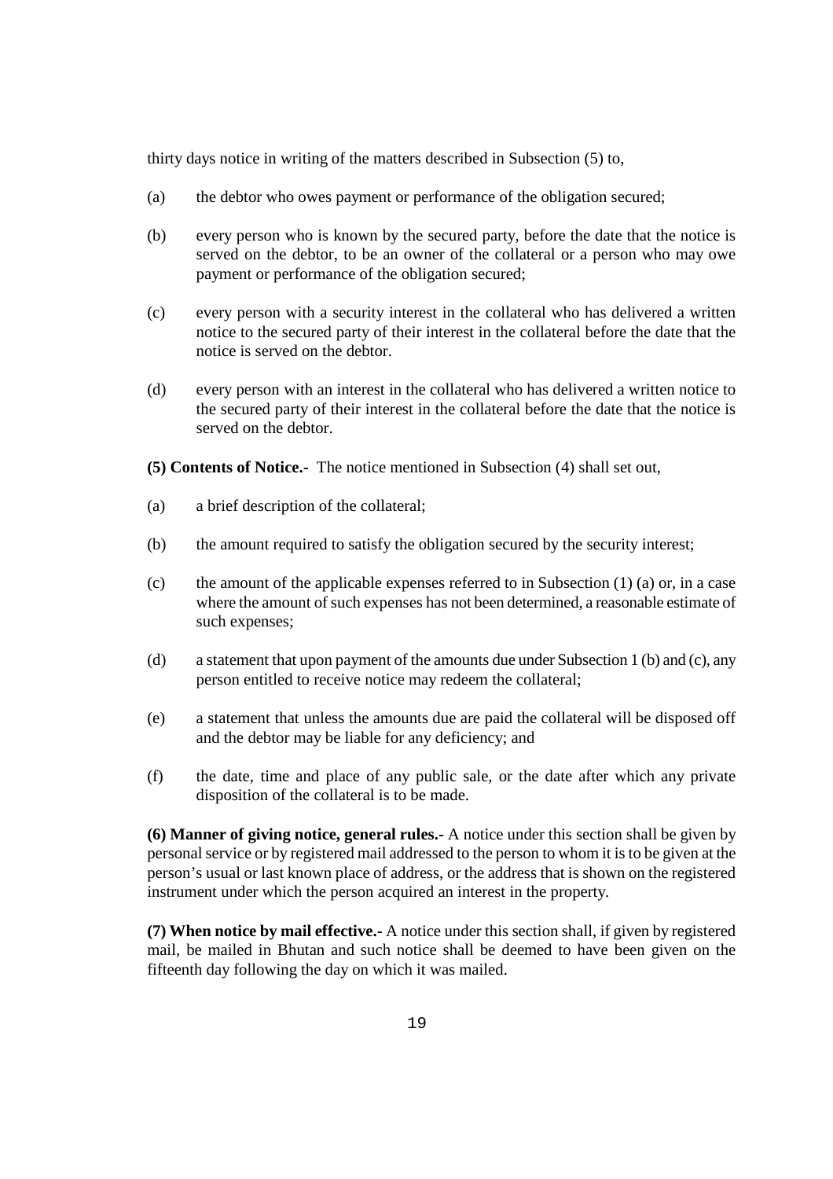thirty days notice in writing of the matters described in Subsection (5) to,

(a) the debtor who owes payment or performance of the obligation secured;

(b) every person who is known by the secured party, before the date that the notice is served on the debtor, to be an owner of the collateral or a person who may owe payment or performance of the obligation secured;

(c) every person with a security interest in the collateral who has delivered a written notice to the secured party of their interest in the collateral before the date that the notice is served on the debtor.

(d) every person with an interest in the collateral who has delivered a written notice to the secured party of their interest in the collateral before the date that the notice is served on the debtor.

**(5) Contents of Notice.-** The notice mentioned in Subsection (4) shall set out,

(a) a brief description of the collateral;

(b) the amount required to satisfy the obligation secured by the security interest;

(c) the amount of the applicable expenses referred to in Subsection (1) (a) or, in a case where the amount of such expenses has not been determined, a reasonable estimate of such expenses;

(d) a statement that upon payment of the amounts due under Subsection 1 (b) and (c), any person entitled to receive notice may redeem the collateral;

(e) a statement that unless the amounts due are paid the collateral will be disposed off and the debtor may be liable for any deficiency; and

(f) the date, time and place of any public sale, or the date after which any private disposition of the collateral is to be made.

**(6) Manner of giving notice, general rules.-** A notice under this section shall be given by personal service or by registered mail addressed to the person to whom it is to be given at the person's usual or last known place of address, or the address that is shown on the registered instrument under which the person acquired an interest in the property.

**(7) When notice by mail effective.-** A notice under this section shall, if given by registered mail, be mailed in Bhutan and such notice shall be deemed to have been given on the fifteenth day following the day on which it was mailed.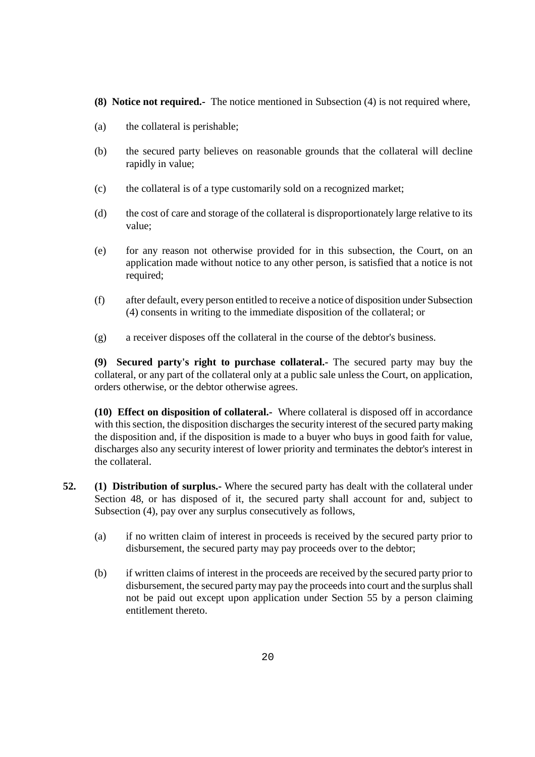**(8) Notice not required.-** The notice mentioned in Subsection (4) is not required where,

(a) the collateral is perishable;

(b) the secured party believes on reasonable grounds that the collateral will decline rapidly in value;

(c) the collateral is of a type customarily sold on a recognized market;

(d) the cost of care and storage of the collateral is disproportionately large relative to its value;

(e) for any reason not otherwise provided for in this subsection, the Court, on an application made without notice to any other person, is satisfied that a notice is not required;

(f) after default, every person entitled to receive a notice of disposition under Subsection (4) consents in writing to the immediate disposition of the collateral; or

(g) a receiver disposes off the collateral in the course of the debtor's business.

**(9) Secured party's right to purchase collateral.-** The secured party may buy the collateral, or any part of the collateral only at a public sale unless the Court, on application, orders otherwise, or the debtor otherwise agrees.

**(10) Effect on disposition of collateral.-** Where collateral is disposed off in accordance with this section, the disposition discharges the security interest of the secured party making the disposition and, if the disposition is made to a buyer who buys in good faith for value, discharges also any security interest of lower priority and terminates the debtor's interest in the collateral.

**52. (1) Distribution of surplus.-** Where the secured party has dealt with the collateral under Section 48, or has disposed of it, the secured party shall account for and, subject to Subsection (4), pay over any surplus consecutively as follows,

(a) if no written claim of interest in proceeds is received by the secured party prior to disbursement, the secured party may pay proceeds over to the debtor;

(b) if written claims of interest in the proceeds are received by the secured party prior to disbursement, the secured party may pay the proceeds into court and the surplus shall not be paid out except upon application under Section 55 by a person claiming entitlement thereto.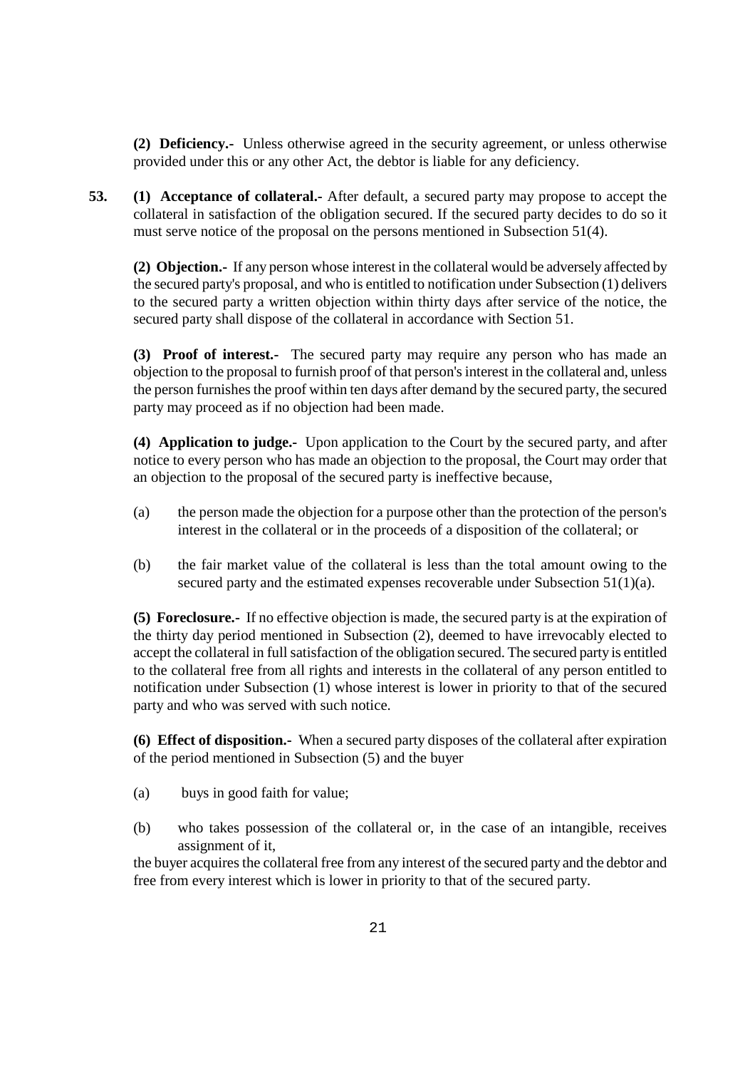**(2) Deficiency.-** Unless otherwise agreed in the security agreement, or unless otherwise provided under this or any other Act, the debtor is liable for any deficiency.

**53. (1) Acceptance of collateral.-** After default, a secured party may propose to accept the collateral in satisfaction of the obligation secured. If the secured party decides to do so it must serve notice of the proposal on the persons mentioned in Subsection 51(4).

**(2) Objection.-** If any person whose interest in the collateral would be adversely affected by the secured party's proposal, and who is entitled to notification under Subsection (1) delivers to the secured party a written objection within thirty days after service of the notice, the secured party shall dispose of the collateral in accordance with Section 51.

**(3) Proof of interest.-** The secured party may require any person who has made an objection to the proposal to furnish proof of that person's interest in the collateral and, unless the person furnishes the proof within ten days after demand by the secured party, the secured party may proceed as if no objection had been made.

**(4) Application to judge.-** Upon application to the Court by the secured party, and after notice to every person who has made an objection to the proposal, the Court may order that an objection to the proposal of the secured party is ineffective because,

(a) the person made the objection for a purpose other than the protection of the person's interest in the collateral or in the proceeds of a disposition of the collateral; or

(b) the fair market value of the collateral is less than the total amount owing to the secured party and the estimated expenses recoverable under Subsection 51(1)(a).

**(5) Foreclosure.-** If no effective objection is made, the secured party is at the expiration of the thirty day period mentioned in Subsection (2), deemed to have irrevocably elected to accept the collateral in full satisfaction of the obligation secured. The secured party is entitled to the collateral free from all rights and interests in the collateral of any person entitled to notification under Subsection (1) whose interest is lower in priority to that of the secured party and who was served with such notice.

**(6) Effect of disposition.-** When a secured party disposes of the collateral after expiration of the period mentioned in Subsection (5) and the buyer

(a) buys in good faith for value;

(b) who takes possession of the collateral or, in the case of an intangible, receives assignment of it,

the buyer acquires the collateral free from any interest of the secured party and the debtor and free from every interest which is lower in priority to that of the secured party.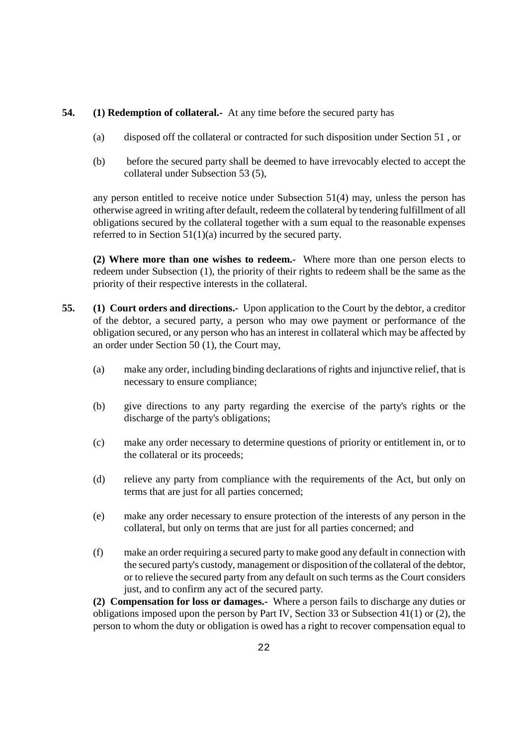**54.** **(1) Redemption of collateral.-** At any time before the secured party has

(a) disposed off the collateral or contracted for such disposition under Section 51 , or

(b) before the secured party shall be deemed to have irrevocably elected to accept the collateral under Subsection 53 (5),

any person entitled to receive notice under Subsection 51(4) may, unless the person has otherwise agreed in writing after default, redeem the collateral by tendering fulfillment of all obligations secured by the collateral together with a sum equal to the reasonable expenses referred to in Section 51(1)(a) incurred by the secured party.

**(2) Where more than one wishes to redeem.-** Where more than one person elects to redeem under Subsection (1), the priority of their rights to redeem shall be the same as the priority of their respective interests in the collateral.

**55.** **(1) Court orders and directions.-** Upon application to the Court by the debtor, a creditor of the debtor, a secured party, a person who may owe payment or performance of the obligation secured, or any person who has an interest in collateral which may be affected by an order under Section 50 (1), the Court may,

(a) make any order, including binding declarations of rights and injunctive relief, that is necessary to ensure compliance;

(b) give directions to any party regarding the exercise of the party's rights or the discharge of the party's obligations;

(c) make any order necessary to determine questions of priority or entitlement in, or to the collateral or its proceeds;

(d) relieve any party from compliance with the requirements of the Act, but only on terms that are just for all parties concerned;

(e) make any order necessary to ensure protection of the interests of any person in the collateral, but only on terms that are just for all parties concerned; and

(f) make an order requiring a secured party to make good any default in connection with the secured party's custody, management or disposition of the collateral of the debtor, or to relieve the secured party from any default on such terms as the Court considers just, and to confirm any act of the secured party.

**(2) Compensation for loss or damages.-** Where a person fails to discharge any duties or obligations imposed upon the person by Part IV, Section 33 or Subsection 41(1) or (2), the person to whom the duty or obligation is owed has a right to recover compensation equal to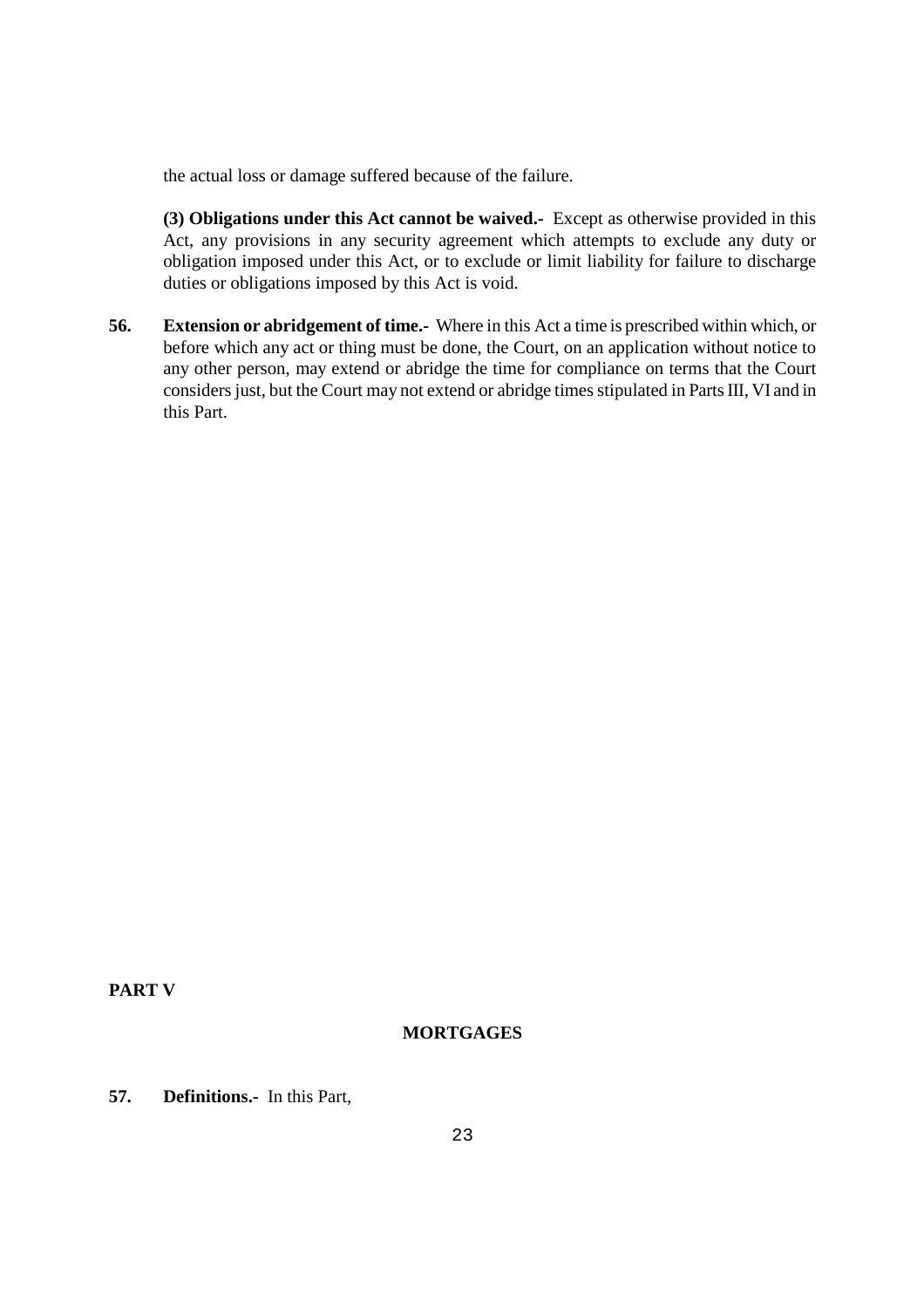the actual loss or damage suffered because of the failure.

**(3) Obligations under this Act cannot be waived.-** Except as otherwise provided in this Act, any provisions in any security agreement which attempts to exclude any duty or obligation imposed under this Act, or to exclude or limit liability for failure to discharge duties or obligations imposed by this Act is void.

**56. Extension or abridgement of time.-** Where in this Act a time is prescribed within which, or before which any act or thing must be done, the Court, on an application without notice to any other person, may extend or abridge the time for compliance on terms that the Court considers just, but the Court may not extend or abridge times stipulated in Parts III, VI and in this Part.

## PART V

### MORTGAGES

**57. Definitions.-** In this Part,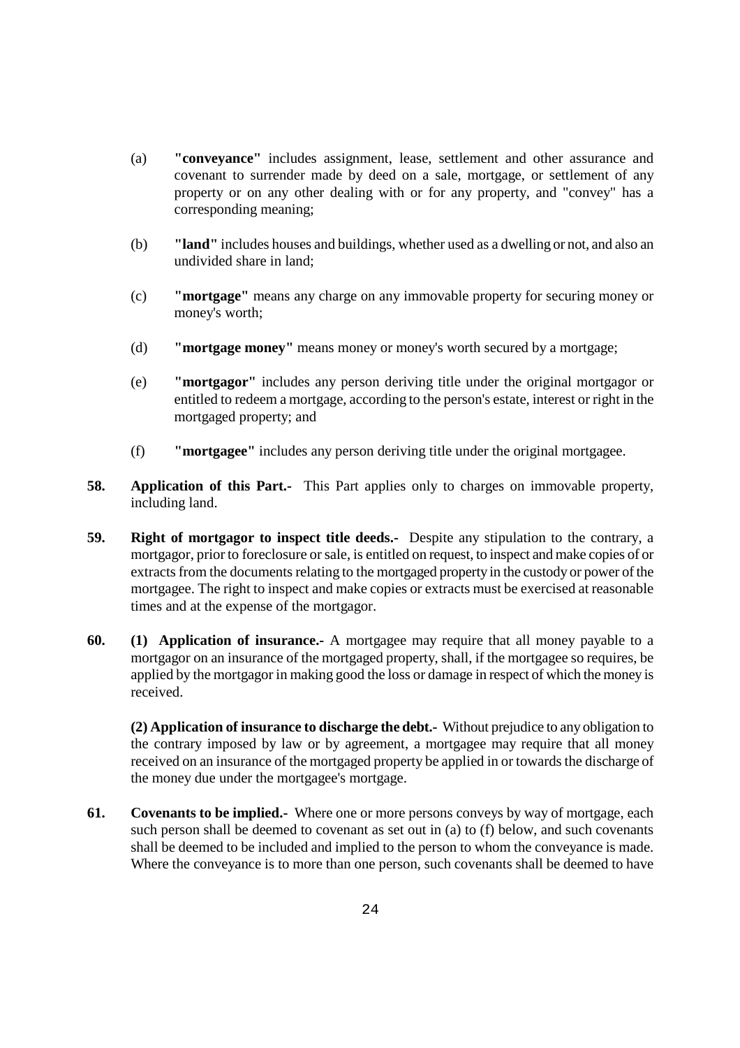(a) **"conveyance"** includes assignment, lease, settlement and other assurance and covenant to surrender made by deed on a sale, mortgage, or settlement of any property or on any other dealing with or for any property, and "convey" has a corresponding meaning;

(b) **"land"** includes houses and buildings, whether used as a dwelling or not, and also an undivided share in land;

(c) **"mortgage"** means any charge on any immovable property for securing money or money's worth;

(d) **"mortgage money"** means money or money's worth secured by a mortgage;

(e) **"mortgagor"** includes any person deriving title under the original mortgagor or entitled to redeem a mortgage, according to the person's estate, interest or right in the mortgaged property; and

(f) **"mortgagee"** includes any person deriving title under the original mortgagee.

**58. Application of this Part.-** This Part applies only to charges on immovable property, including land.

**59. Right of mortgagor to inspect title deeds.-** Despite any stipulation to the contrary, a mortgagor, prior to foreclosure or sale, is entitled on request, to inspect and make copies of or extracts from the documents relating to the mortgaged property in the custody or power of the mortgagee. The right to inspect and make copies or extracts must be exercised at reasonable times and at the expense of the mortgagor.

**60. (1) Application of insurance.-** A mortgagee may require that all money payable to a mortgagor on an insurance of the mortgaged property, shall, if the mortgagee so requires, be applied by the mortgagor in making good the loss or damage in respect of which the money is received.

**(2) Application of insurance to discharge the debt.-** Without prejudice to any obligation to the contrary imposed by law or by agreement, a mortgagee may require that all money received on an insurance of the mortgaged property be applied in or towards the discharge of the money due under the mortgagee's mortgage.

**61. Covenants to be implied.-** Where one or more persons conveys by way of mortgage, each such person shall be deemed to covenant as set out in (a) to (f) below, and such covenants shall be deemed to be included and implied to the person to whom the conveyance is made. Where the conveyance is to more than one person, such covenants shall be deemed to have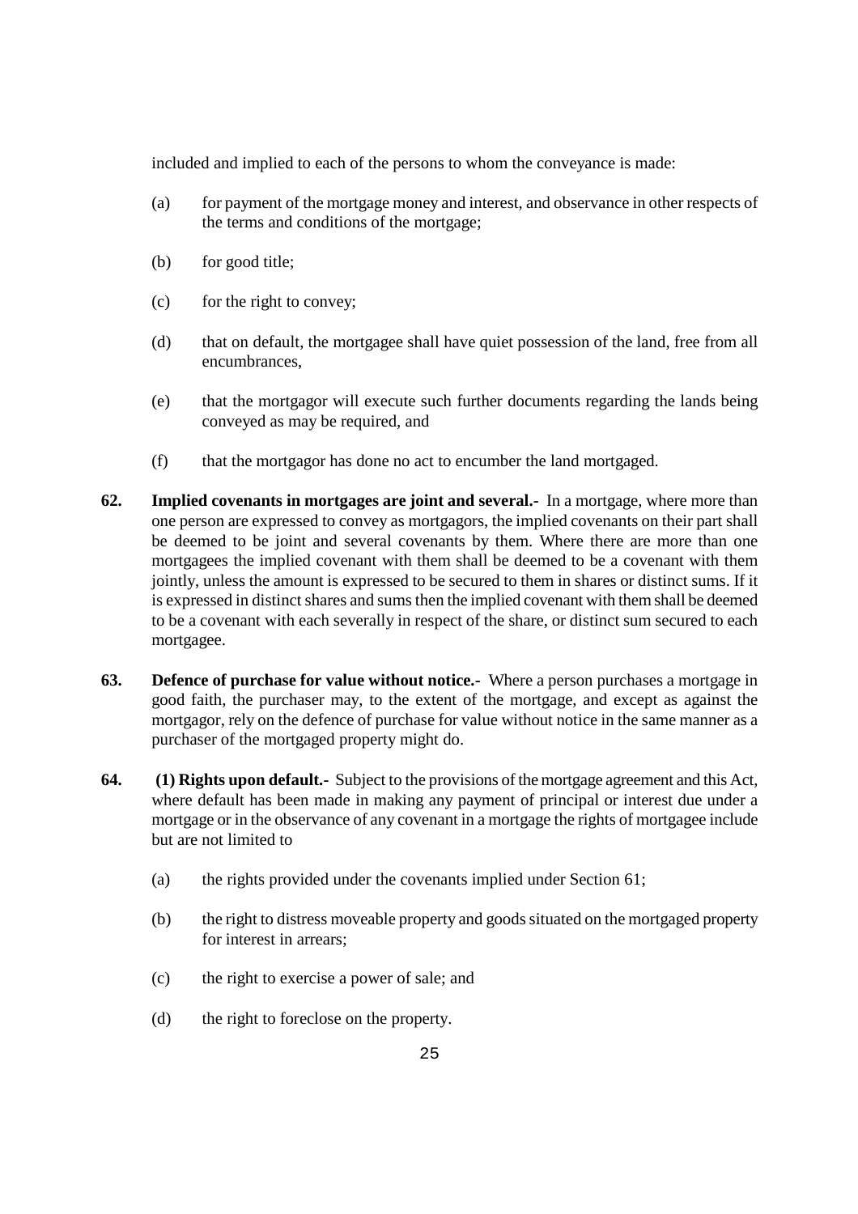included and implied to each of the persons to whom the conveyance is made:

(a) for payment of the mortgage money and interest, and observance in other respects of the terms and conditions of the mortgage;

(b) for good title;

(c) for the right to convey;

(d) that on default, the mortgagee shall have quiet possession of the land, free from all encumbrances,

(e) that the mortgagor will execute such further documents regarding the lands being conveyed as may be required, and

(f) that the mortgagor has done no act to encumber the land mortgaged.

**62. Implied covenants in mortgages are joint and several.-** In a mortgage, where more than one person are expressed to convey as mortgagors, the implied covenants on their part shall be deemed to be joint and several covenants by them. Where there are more than one mortgagees the implied covenant with them shall be deemed to be a covenant with them jointly, unless the amount is expressed to be secured to them in shares or distinct sums. If it is expressed in distinct shares and sums then the implied covenant with them shall be deemed to be a covenant with each severally in respect of the share, or distinct sum secured to each mortgagee.

**63. Defence of purchase for value without notice.-** Where a person purchases a mortgage in good faith, the purchaser may, to the extent of the mortgage, and except as against the mortgagor, rely on the defence of purchase for value without notice in the same manner as a purchaser of the mortgaged property might do.

**64. (1) Rights upon default.-** Subject to the provisions of the mortgage agreement and this Act, where default has been made in making any payment of principal or interest due under a mortgage or in the observance of any covenant in a mortgage the rights of mortgagee include but are not limited to

(a) the rights provided under the covenants implied under Section 61;

(b) the right to distress moveable property and goods situated on the mortgaged property for interest in arrears;

(c) the right to exercise a power of sale; and

(d) the right to foreclose on the property.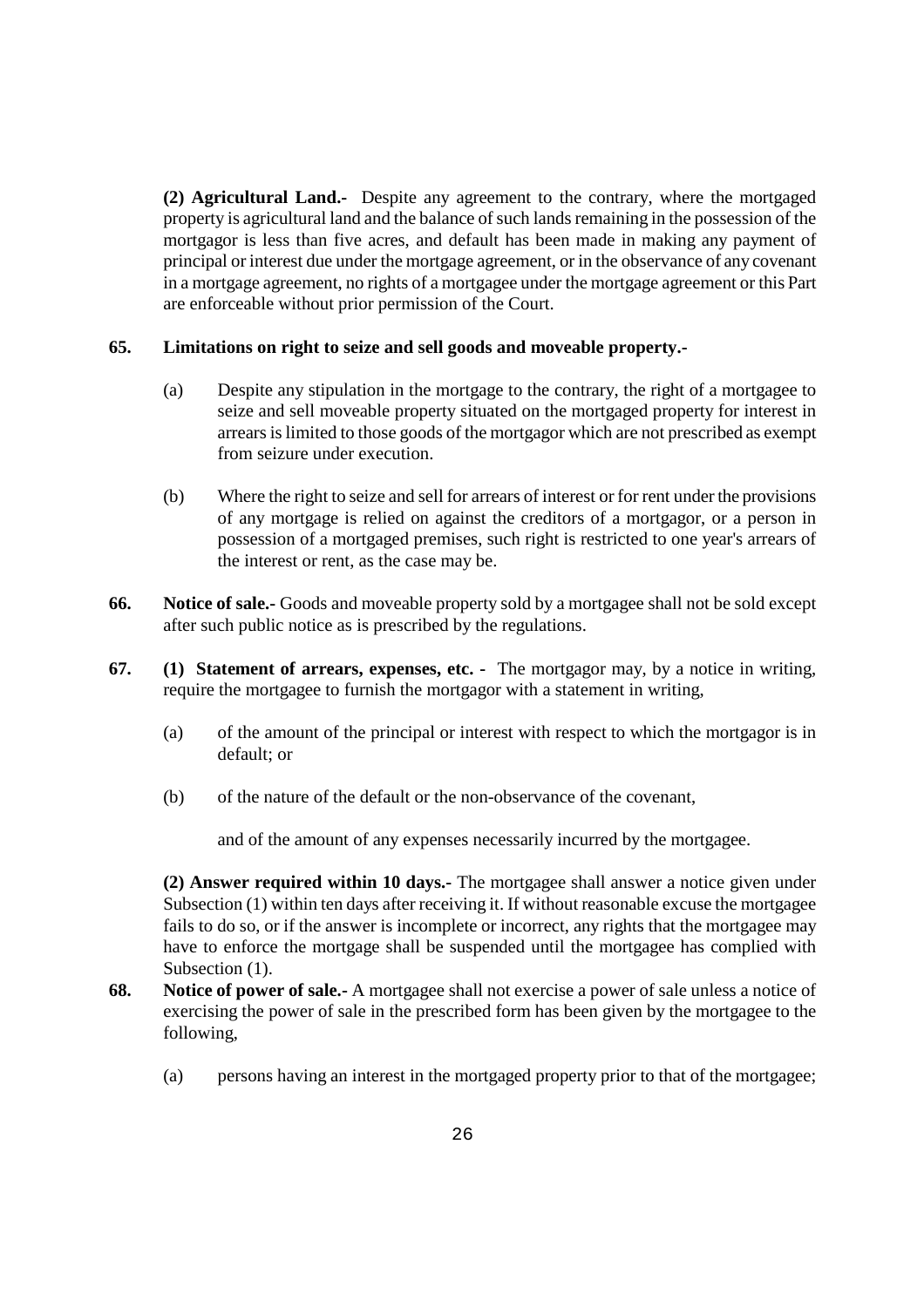**(2) Agricultural Land.-** Despite any agreement to the contrary, where the mortgaged property is agricultural land and the balance of such lands remaining in the possession of the mortgagor is less than five acres, and default has been made in making any payment of principal or interest due under the mortgage agreement, or in the observance of any covenant in a mortgage agreement, no rights of a mortgagee under the mortgage agreement or this Part are enforceable without prior permission of the Court.

**65. Limitations on right to seize and sell goods and moveable property.-**

(a) Despite any stipulation in the mortgage to the contrary, the right of a mortgagee to seize and sell moveable property situated on the mortgaged property for interest in arrears is limited to those goods of the mortgagor which are not prescribed as exempt from seizure under execution.

(b) Where the right to seize and sell for arrears of interest or for rent under the provisions of any mortgage is relied on against the creditors of a mortgagor, or a person in possession of a mortgaged premises, such right is restricted to one year's arrears of the interest or rent, as the case may be.

**66. Notice of sale.-** Goods and moveable property sold by a mortgagee shall not be sold except after such public notice as is prescribed by the regulations.

**67. (1) Statement of arrears, expenses, etc. -** The mortgagor may, by a notice in writing, require the mortgagee to furnish the mortgagor with a statement in writing,

(a) of the amount of the principal or interest with respect to which the mortgagor is in default; or

(b) of the nature of the default or the non-observance of the covenant,

and of the amount of any expenses necessarily incurred by the mortgagee.

**(2) Answer required within 10 days.-** The mortgagee shall answer a notice given under Subsection (1) within ten days after receiving it. If without reasonable excuse the mortgagee fails to do so, or if the answer is incomplete or incorrect, any rights that the mortgagee may have to enforce the mortgage shall be suspended until the mortgagee has complied with Subsection (1).

**68. Notice of power of sale.-** A mortgagee shall not exercise a power of sale unless a notice of exercising the power of sale in the prescribed form has been given by the mortgagee to the following,

(a) persons having an interest in the mortgaged property prior to that of the mortgagee;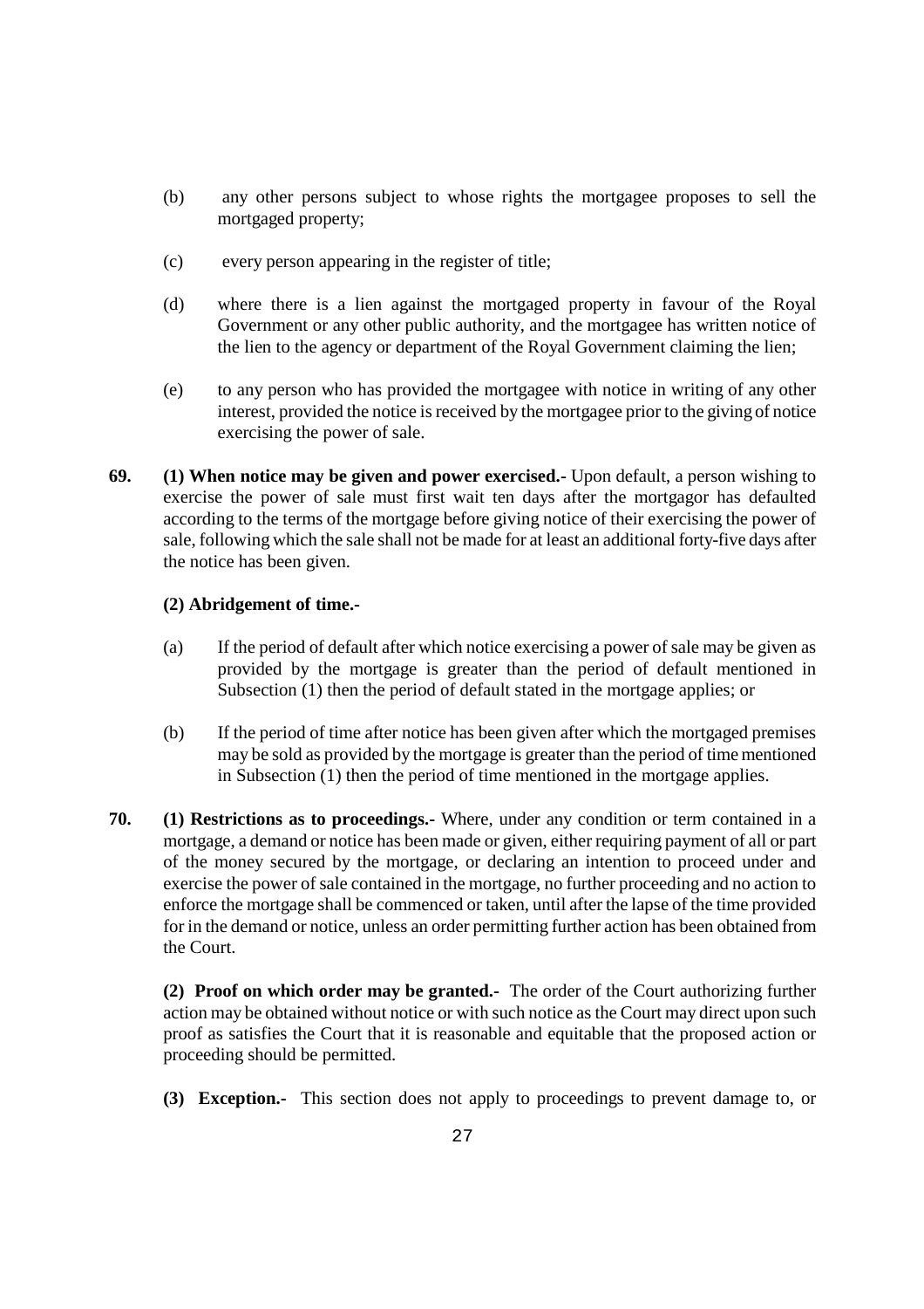(b) any other persons subject to whose rights the mortgagee proposes to sell the mortgaged property;

(c) every person appearing in the register of title;

(d) where there is a lien against the mortgaged property in favour of the Royal Government or any other public authority, and the mortgagee has written notice of the lien to the agency or department of the Royal Government claiming the lien;

(e) to any person who has provided the mortgagee with notice in writing of any other interest, provided the notice is received by the mortgagee prior to the giving of notice exercising the power of sale.

**69. (1) When notice may be given and power exercised.-** Upon default, a person wishing to exercise the power of sale must first wait ten days after the mortgagor has defaulted according to the terms of the mortgage before giving notice of their exercising the power of sale, following which the sale shall not be made for at least an additional forty-five days after the notice has been given.

**(2) Abridgement of time.-**

(a) If the period of default after which notice exercising a power of sale may be given as provided by the mortgage is greater than the period of default mentioned in Subsection (1) then the period of default stated in the mortgage applies; or

(b) If the period of time after notice has been given after which the mortgaged premises may be sold as provided by the mortgage is greater than the period of time mentioned in Subsection (1) then the period of time mentioned in the mortgage applies.

**70. (1) Restrictions as to proceedings.-** Where, under any condition or term contained in a mortgage, a demand or notice has been made or given, either requiring payment of all or part of the money secured by the mortgage, or declaring an intention to proceed under and exercise the power of sale contained in the mortgage, no further proceeding and no action to enforce the mortgage shall be commenced or taken, until after the lapse of the time provided for in the demand or notice, unless an order permitting further action has been obtained from the Court.

**(2) Proof on which order may be granted.-** The order of the Court authorizing further action may be obtained without notice or with such notice as the Court may direct upon such proof as satisfies the Court that it is reasonable and equitable that the proposed action or proceeding should be permitted.

**(3) Exception.-** This section does not apply to proceedings to prevent damage to, or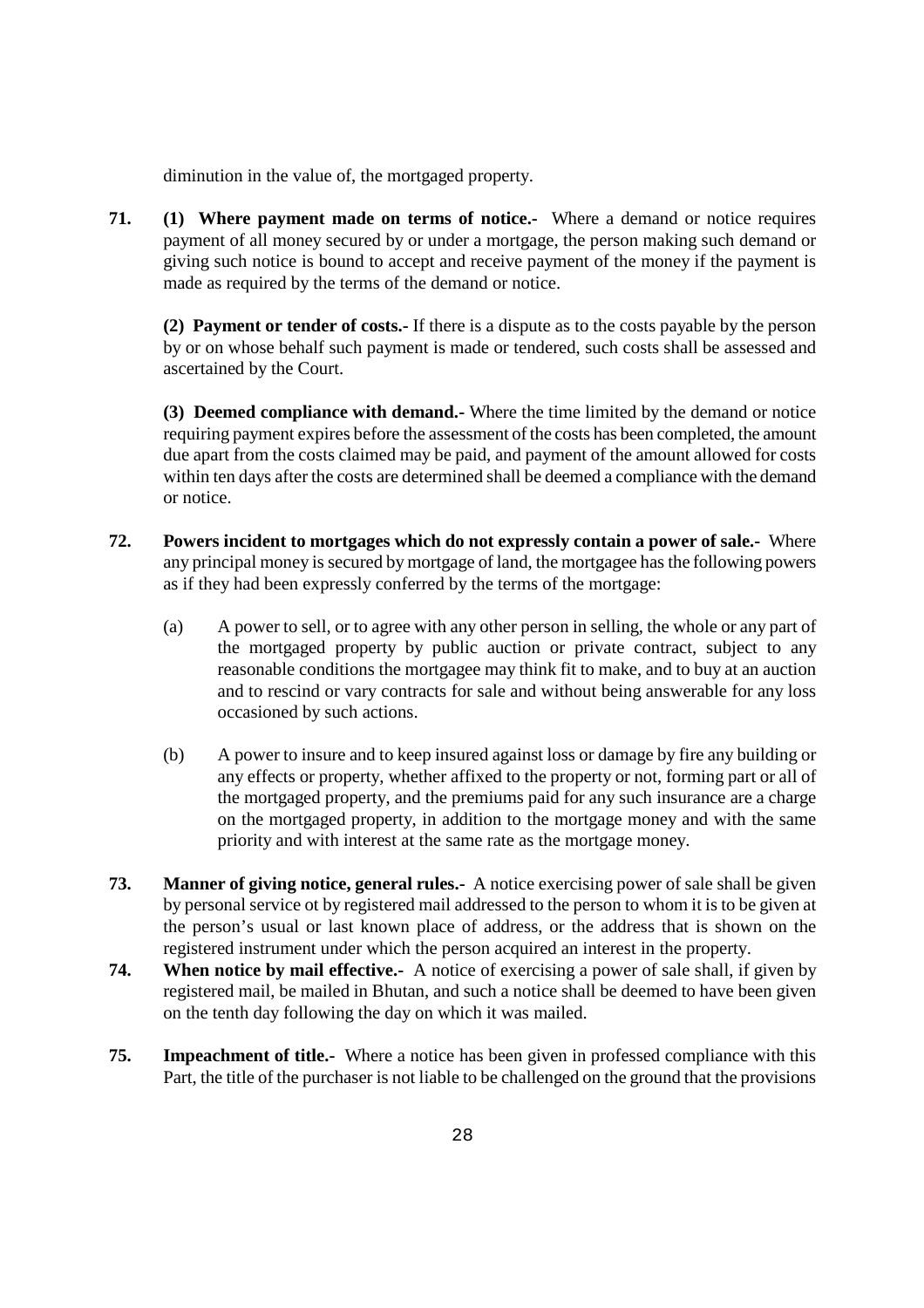diminution in the value of, the mortgaged property.

**71. (1) Where payment made on terms of notice.-** Where a demand or notice requires payment of all money secured by or under a mortgage, the person making such demand or giving such notice is bound to accept and receive payment of the money if the payment is made as required by the terms of the demand or notice.

**(2) Payment or tender of costs.-** If there is a dispute as to the costs payable by the person by or on whose behalf such payment is made or tendered, such costs shall be assessed and ascertained by the Court.

**(3) Deemed compliance with demand.-** Where the time limited by the demand or notice requiring payment expires before the assessment of the costs has been completed, the amount due apart from the costs claimed may be paid, and payment of the amount allowed for costs within ten days after the costs are determined shall be deemed a compliance with the demand or notice.

**72. Powers incident to mortgages which do not expressly contain a power of sale.-** Where any principal money is secured by mortgage of land, the mortgagee has the following powers as if they had been expressly conferred by the terms of the mortgage:

(a) A power to sell, or to agree with any other person in selling, the whole or any part of the mortgaged property by public auction or private contract, subject to any reasonable conditions the mortgagee may think fit to make, and to buy at an auction and to rescind or vary contracts for sale and without being answerable for any loss occasioned by such actions.

(b) A power to insure and to keep insured against loss or damage by fire any building or any effects or property, whether affixed to the property or not, forming part or all of the mortgaged property, and the premiums paid for any such insurance are a charge on the mortgaged property, in addition to the mortgage money and with the same priority and with interest at the same rate as the mortgage money.

**73. Manner of giving notice, general rules.-** A notice exercising power of sale shall be given by personal service ot by registered mail addressed to the person to whom it is to be given at the person's usual or last known place of address, or the address that is shown on the registered instrument under which the person acquired an interest in the property.

**74. When notice by mail effective.-** A notice of exercising a power of sale shall, if given by registered mail, be mailed in Bhutan, and such a notice shall be deemed to have been given on the tenth day following the day on which it was mailed.

**75. Impeachment of title.-** Where a notice has been given in professed compliance with this Part, the title of the purchaser is not liable to be challenged on the ground that the provisions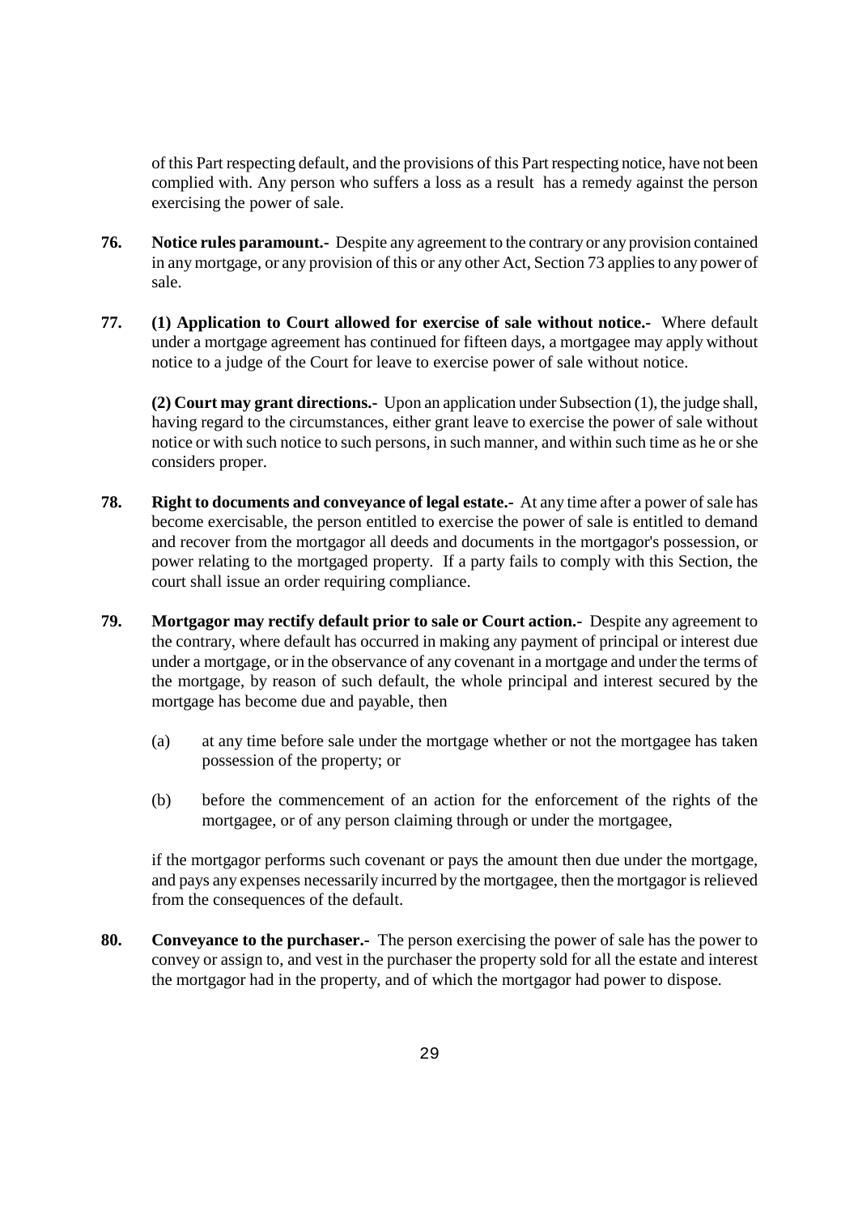of this Part respecting default, and the provisions of this Part respecting notice, have not been complied with. Any person who suffers a loss as a result has a remedy against the person exercising the power of sale.

**76. Notice rules paramount.-** Despite any agreement to the contrary or any provision contained in any mortgage, or any provision of this or any other Act, Section 73 applies to any power of sale.

**77. (1) Application to Court allowed for exercise of sale without notice.-** Where default under a mortgage agreement has continued for fifteen days, a mortgagee may apply without notice to a judge of the Court for leave to exercise power of sale without notice.

**(2) Court may grant directions.-** Upon an application under Subsection (1), the judge shall, having regard to the circumstances, either grant leave to exercise the power of sale without notice or with such notice to such persons, in such manner, and within such time as he or she considers proper.

**78. Right to documents and conveyance of legal estate.-** At any time after a power of sale has become exercisable, the person entitled to exercise the power of sale is entitled to demand and recover from the mortgagor all deeds and documents in the mortgagor's possession, or power relating to the mortgaged property. If a party fails to comply with this Section, the court shall issue an order requiring compliance.

**79. Mortgagor may rectify default prior to sale or Court action.-** Despite any agreement to the contrary, where default has occurred in making any payment of principal or interest due under a mortgage, or in the observance of any covenant in a mortgage and under the terms of the mortgage, by reason of such default, the whole principal and interest secured by the mortgage has become due and payable, then

(a) at any time before sale under the mortgage whether or not the mortgagee has taken possession of the property; or

(b) before the commencement of an action for the enforcement of the rights of the mortgagee, or of any person claiming through or under the mortgagee,

if the mortgagor performs such covenant or pays the amount then due under the mortgage, and pays any expenses necessarily incurred by the mortgagee, then the mortgagor is relieved from the consequences of the default.

**80. Conveyance to the purchaser.-** The person exercising the power of sale has the power to convey or assign to, and vest in the purchaser the property sold for all the estate and interest the mortgagor had in the property, and of which the mortgagor had power to dispose.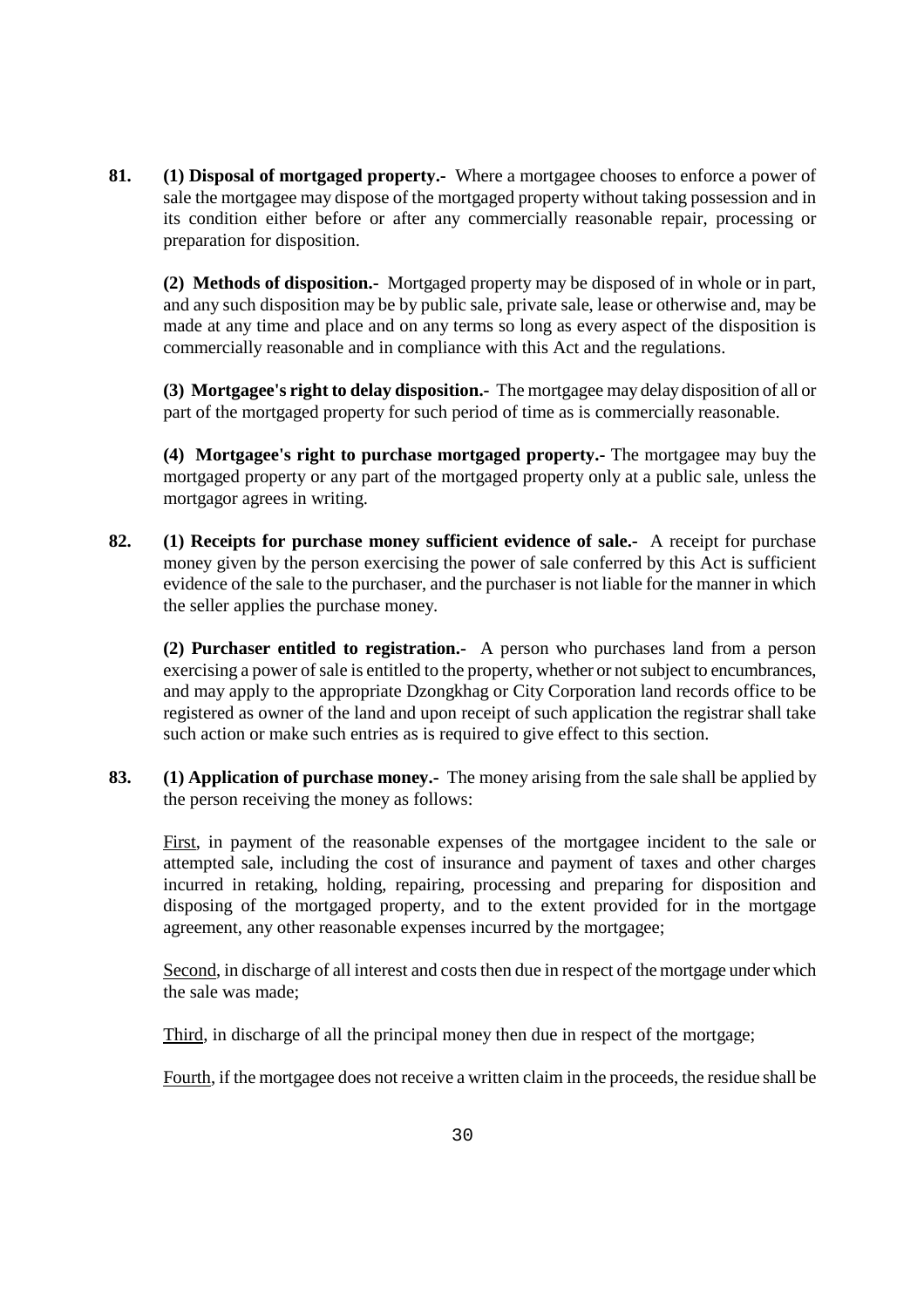**81.** **(1) Disposal of mortgaged property.-** Where a mortgagee chooses to enforce a power of sale the mortgagee may dispose of the mortgaged property without taking possession and in its condition either before or after any commercially reasonable repair, processing or preparation for disposition.

**(2) Methods of disposition.-** Mortgaged property may be disposed of in whole or in part, and any such disposition may be by public sale, private sale, lease or otherwise and, may be made at any time and place and on any terms so long as every aspect of the disposition is commercially reasonable and in compliance with this Act and the regulations.

**(3) Mortgagee's right to delay disposition.-** The mortgagee may delay disposition of all or part of the mortgaged property for such period of time as is commercially reasonable.

**(4) Mortgagee's right to purchase mortgaged property.-** The mortgagee may buy the mortgaged property or any part of the mortgaged property only at a public sale, unless the mortgagor agrees in writing.

**82.** **(1) Receipts for purchase money sufficient evidence of sale.-** A receipt for purchase money given by the person exercising the power of sale conferred by this Act is sufficient evidence of the sale to the purchaser, and the purchaser is not liable for the manner in which the seller applies the purchase money.

**(2) Purchaser entitled to registration.-** A person who purchases land from a person exercising a power of sale is entitled to the property, whether or not subject to encumbrances, and may apply to the appropriate Dzongkhag or City Corporation land records office to be registered as owner of the land and upon receipt of such application the registrar shall take such action or make such entries as is required to give effect to this section.

**83.** **(1) Application of purchase money.-** The money arising from the sale shall be applied by the person receiving the money as follows:

First, in payment of the reasonable expenses of the mortgagee incident to the sale or attempted sale, including the cost of insurance and payment of taxes and other charges incurred in retaking, holding, repairing, processing and preparing for disposition and disposing of the mortgaged property, and to the extent provided for in the mortgage agreement, any other reasonable expenses incurred by the mortgagee;

Second, in discharge of all interest and costs then due in respect of the mortgage under which the sale was made;

Third, in discharge of all the principal money then due in respect of the mortgage;

Fourth, if the mortgagee does not receive a written claim in the proceeds, the residue shall be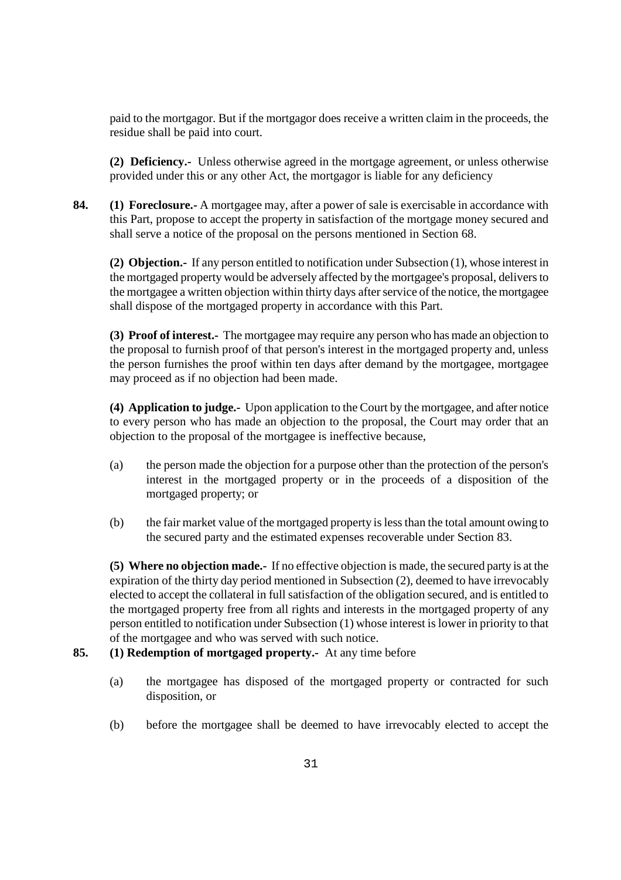paid to the mortgagor. But if the mortgagor does receive a written claim in the proceeds, the residue shall be paid into court.

**(2) Deficiency.-** Unless otherwise agreed in the mortgage agreement, or unless otherwise provided under this or any other Act, the mortgagor is liable for any deficiency

**84. (1) Foreclosure.-** A mortgagee may, after a power of sale is exercisable in accordance with this Part, propose to accept the property in satisfaction of the mortgage money secured and shall serve a notice of the proposal on the persons mentioned in Section 68.

**(2) Objection.-** If any person entitled to notification under Subsection (1), whose interest in the mortgaged property would be adversely affected by the mortgagee's proposal, delivers to the mortgagee a written objection within thirty days after service of the notice, the mortgagee shall dispose of the mortgaged property in accordance with this Part.

**(3) Proof of interest.-** The mortgagee may require any person who has made an objection to the proposal to furnish proof of that person's interest in the mortgaged property and, unless the person furnishes the proof within ten days after demand by the mortgagee, mortgagee may proceed as if no objection had been made.

**(4) Application to judge.-** Upon application to the Court by the mortgagee, and after notice to every person who has made an objection to the proposal, the Court may order that an objection to the proposal of the mortgagee is ineffective because,

(a) the person made the objection for a purpose other than the protection of the person's interest in the mortgaged property or in the proceeds of a disposition of the mortgaged property; or

(b) the fair market value of the mortgaged property is less than the total amount owing to the secured party and the estimated expenses recoverable under Section 83.

**(5) Where no objection made.-** If no effective objection is made, the secured party is at the expiration of the thirty day period mentioned in Subsection (2), deemed to have irrevocably elected to accept the collateral in full satisfaction of the obligation secured, and is entitled to the mortgaged property free from all rights and interests in the mortgaged property of any person entitled to notification under Subsection (1) whose interest is lower in priority to that of the mortgagee and who was served with such notice.

**85. (1) Redemption of mortgaged property.-** At any time before

(a) the mortgagee has disposed of the mortgaged property or contracted for such disposition, or

(b) before the mortgagee shall be deemed to have irrevocably elected to accept the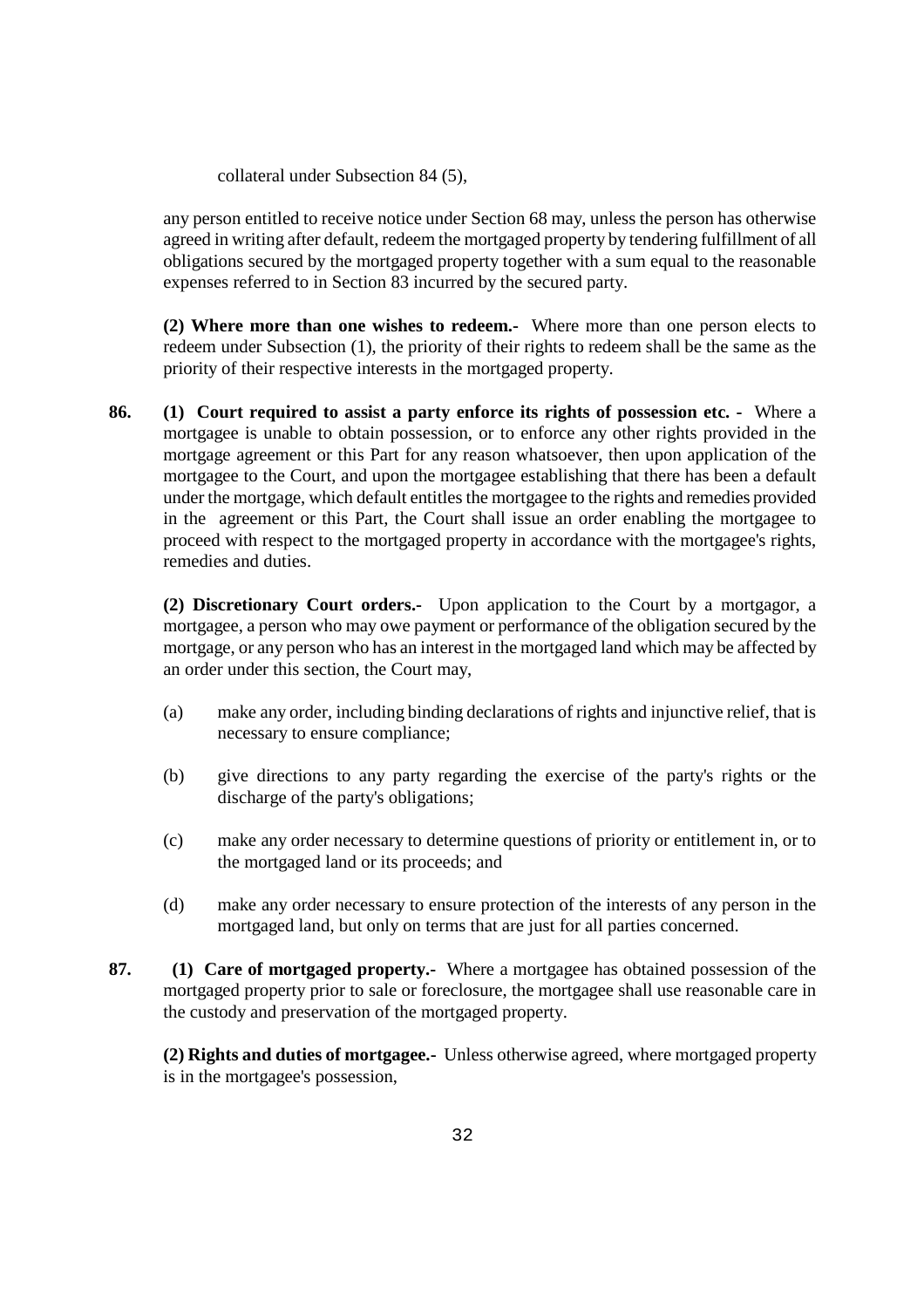collateral under Subsection 84 (5),

any person entitled to receive notice under Section 68 may, unless the person has otherwise agreed in writing after default, redeem the mortgaged property by tendering fulfillment of all obligations secured by the mortgaged property together with a sum equal to the reasonable expenses referred to in Section 83 incurred by the secured party.

**(2) Where more than one wishes to redeem.-** Where more than one person elects to redeem under Subsection (1), the priority of their rights to redeem shall be the same as the priority of their respective interests in the mortgaged property.

**86. (1) Court required to assist a party enforce its rights of possession etc. -** Where a mortgagee is unable to obtain possession, or to enforce any other rights provided in the mortgage agreement or this Part for any reason whatsoever, then upon application of the mortgagee to the Court, and upon the mortgagee establishing that there has been a default under the mortgage, which default entitles the mortgagee to the rights and remedies provided in the agreement or this Part, the Court shall issue an order enabling the mortgagee to proceed with respect to the mortgaged property in accordance with the mortgagee's rights, remedies and duties.

**(2) Discretionary Court orders.-** Upon application to the Court by a mortgagor, a mortgagee, a person who may owe payment or performance of the obligation secured by the mortgage, or any person who has an interest in the mortgaged land which may be affected by an order under this section, the Court may,

(a) make any order, including binding declarations of rights and injunctive relief, that is necessary to ensure compliance;

(b) give directions to any party regarding the exercise of the party's rights or the discharge of the party's obligations;

(c) make any order necessary to determine questions of priority or entitlement in, or to the mortgaged land or its proceeds; and

(d) make any order necessary to ensure protection of the interests of any person in the mortgaged land, but only on terms that are just for all parties concerned.

**87. (1) Care of mortgaged property.-** Where a mortgagee has obtained possession of the mortgaged property prior to sale or foreclosure, the mortgagee shall use reasonable care in the custody and preservation of the mortgaged property.

**(2) Rights and duties of mortgagee.-** Unless otherwise agreed, where mortgaged property is in the mortgagee's possession,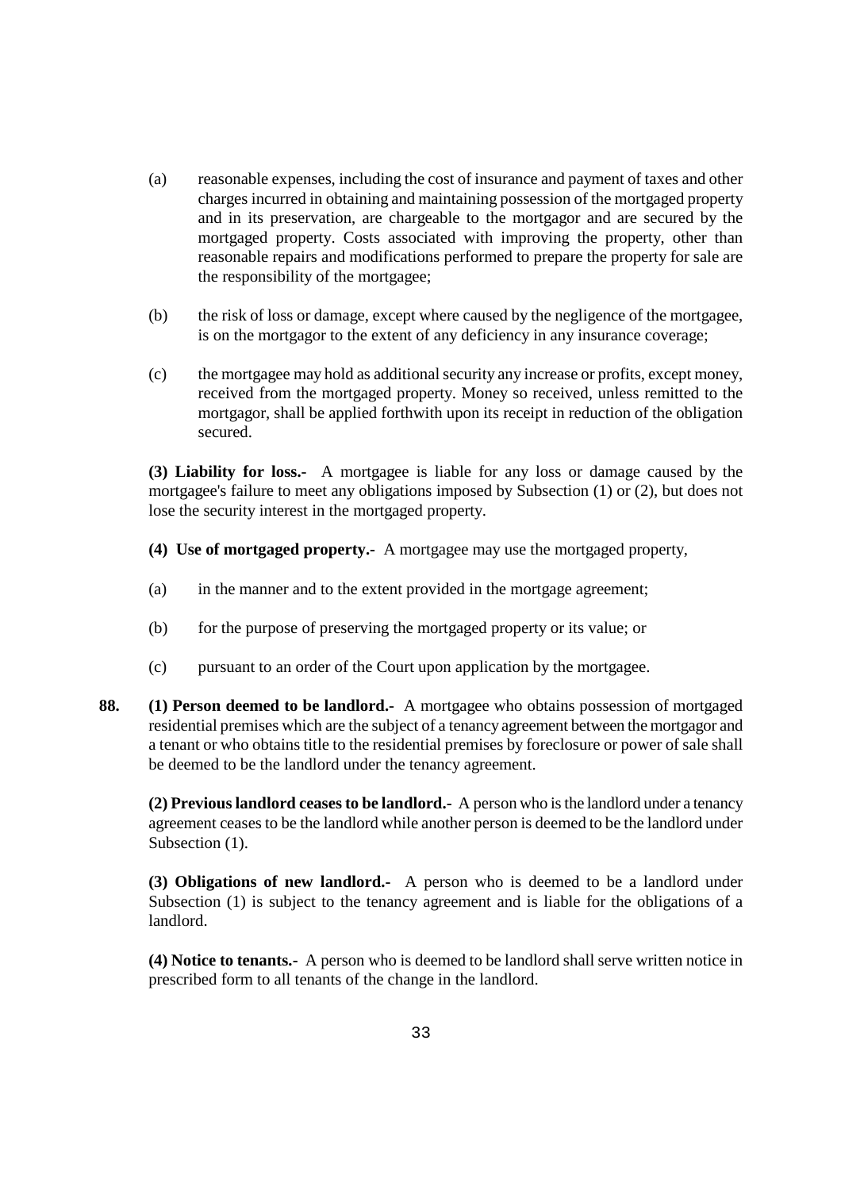(a) reasonable expenses, including the cost of insurance and payment of taxes and other charges incurred in obtaining and maintaining possession of the mortgaged property and in its preservation, are chargeable to the mortgagor and are secured by the mortgaged property. Costs associated with improving the property, other than reasonable repairs and modifications performed to prepare the property for sale are the responsibility of the mortgagee;

(b) the risk of loss or damage, except where caused by the negligence of the mortgagee, is on the mortgagor to the extent of any deficiency in any insurance coverage;

(c) the mortgagee may hold as additional security any increase or profits, except money, received from the mortgaged property. Money so received, unless remitted to the mortgagor, shall be applied forthwith upon its receipt in reduction of the obligation secured.

**(3) Liability for loss.-** A mortgagee is liable for any loss or damage caused by the mortgagee's failure to meet any obligations imposed by Subsection (1) or (2), but does not lose the security interest in the mortgaged property.

**(4) Use of mortgaged property.-** A mortgagee may use the mortgaged property,

(a) in the manner and to the extent provided in the mortgage agreement;

(b) for the purpose of preserving the mortgaged property or its value; or

(c) pursuant to an order of the Court upon application by the mortgagee.

**88.** **(1) Person deemed to be landlord.-** A mortgagee who obtains possession of mortgaged residential premises which are the subject of a tenancy agreement between the mortgagor and a tenant or who obtains title to the residential premises by foreclosure or power of sale shall be deemed to be the landlord under the tenancy agreement.

**(2) Previous landlord ceases to be landlord.-** A person who is the landlord under a tenancy agreement ceases to be the landlord while another person is deemed to be the landlord under Subsection (1).

**(3) Obligations of new landlord.-** A person who is deemed to be a landlord under Subsection (1) is subject to the tenancy agreement and is liable for the obligations of a landlord.

**(4) Notice to tenants.-** A person who is deemed to be landlord shall serve written notice in prescribed form to all tenants of the change in the landlord.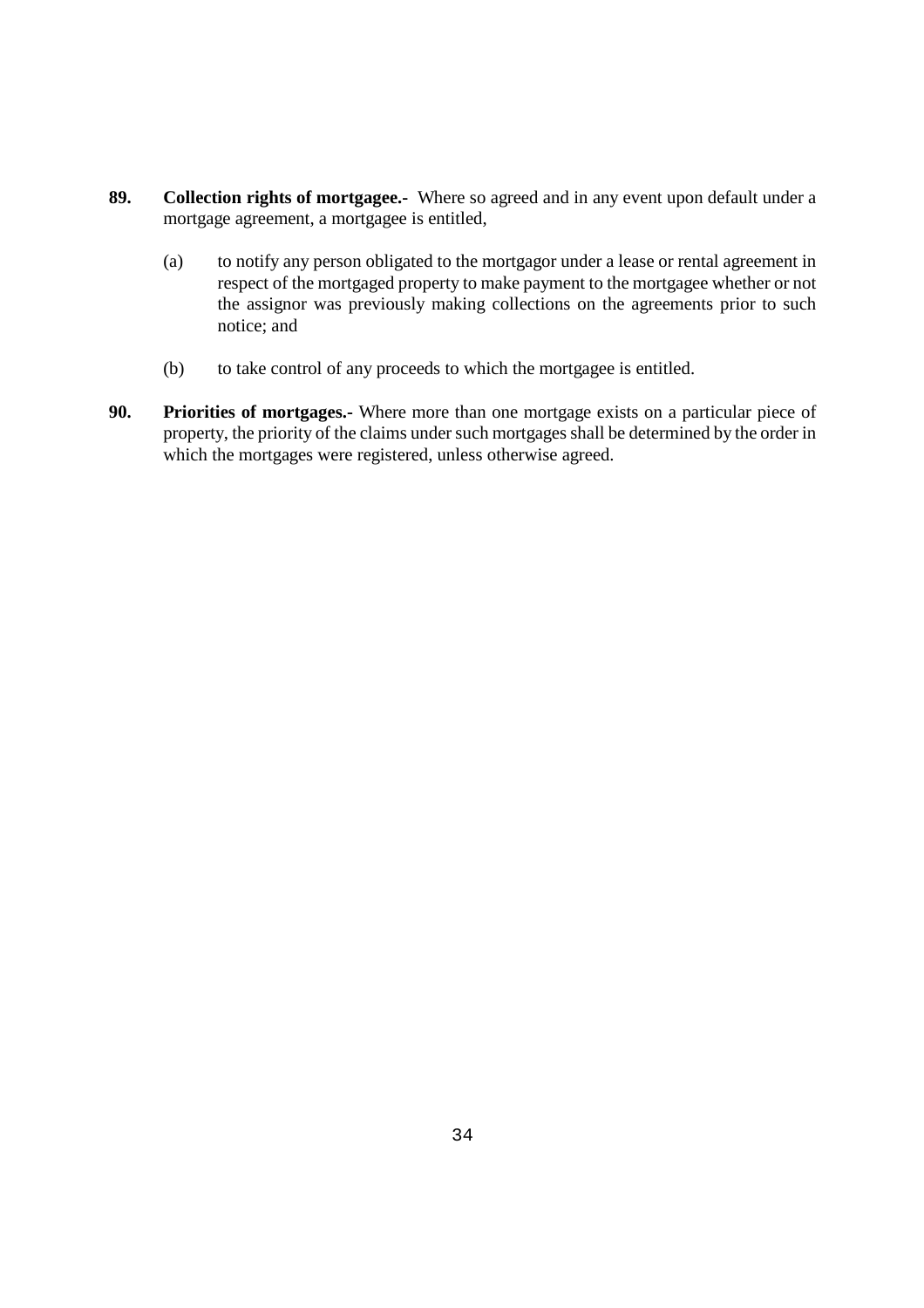**89. Collection rights of mortgagee.-** Where so agreed and in any event upon default under a mortgage agreement, a mortgagee is entitled,

(a) to notify any person obligated to the mortgagor under a lease or rental agreement in respect of the mortgaged property to make payment to the mortgagee whether or not the assignor was previously making collections on the agreements prior to such notice; and

(b) to take control of any proceeds to which the mortgagee is entitled.

**90. Priorities of mortgages.-** Where more than one mortgage exists on a particular piece of property, the priority of the claims under such mortgages shall be determined by the order in which the mortgages were registered, unless otherwise agreed.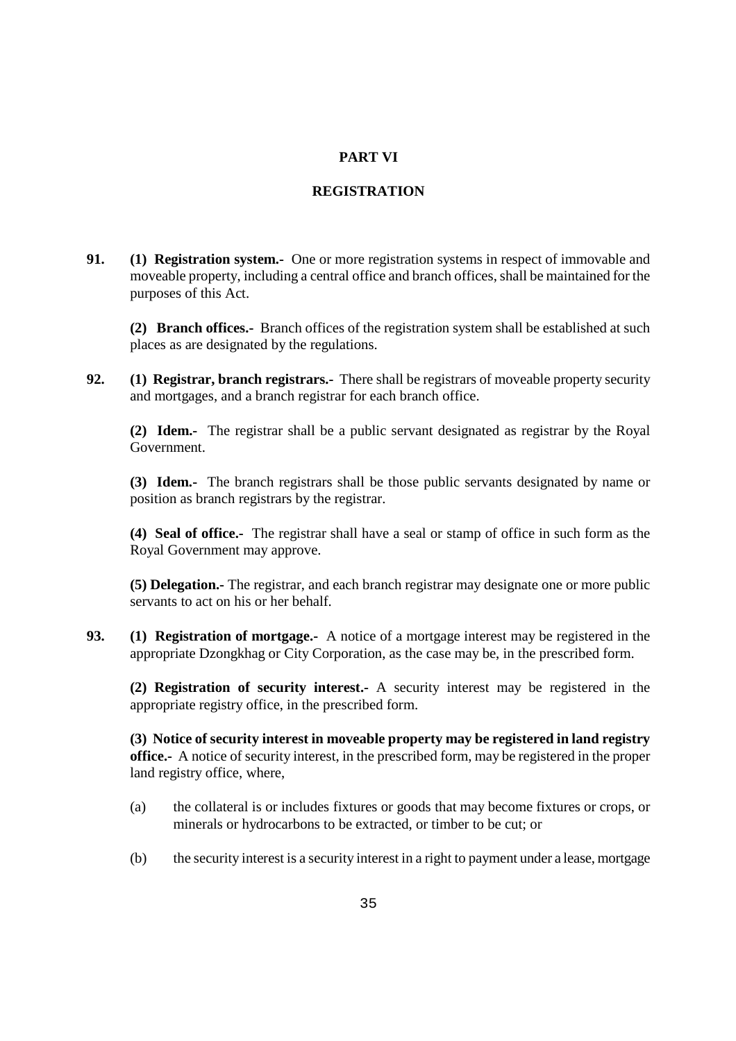## PART VI

## REGISTRATION

**91. (1) Registration system.-** One or more registration systems in respect of immovable and moveable property, including a central office and branch offices, shall be maintained for the purposes of this Act.

**(2) Branch offices.-** Branch offices of the registration system shall be established at such places as are designated by the regulations.

**92. (1) Registrar, branch registrars.-** There shall be registrars of moveable property security and mortgages, and a branch registrar for each branch office.

**(2) Idem.-** The registrar shall be a public servant designated as registrar by the Royal Government.

**(3) Idem.-** The branch registrars shall be those public servants designated by name or position as branch registrars by the registrar.

**(4) Seal of office.-** The registrar shall have a seal or stamp of office in such form as the Royal Government may approve.

**(5) Delegation.-** The registrar, and each branch registrar may designate one or more public servants to act on his or her behalf.

**93. (1) Registration of mortgage.-** A notice of a mortgage interest may be registered in the appropriate Dzongkhag or City Corporation, as the case may be, in the prescribed form.

**(2) Registration of security interest.-** A security interest may be registered in the appropriate registry office, in the prescribed form.

**(3) Notice of security interest in moveable property may be registered in land registry office.-** A notice of security interest, in the prescribed form, may be registered in the proper land registry office, where,

(a) the collateral is or includes fixtures or goods that may become fixtures or crops, or minerals or hydrocarbons to be extracted, or timber to be cut; or

(b) the security interest is a security interest in a right to payment under a lease, mortgage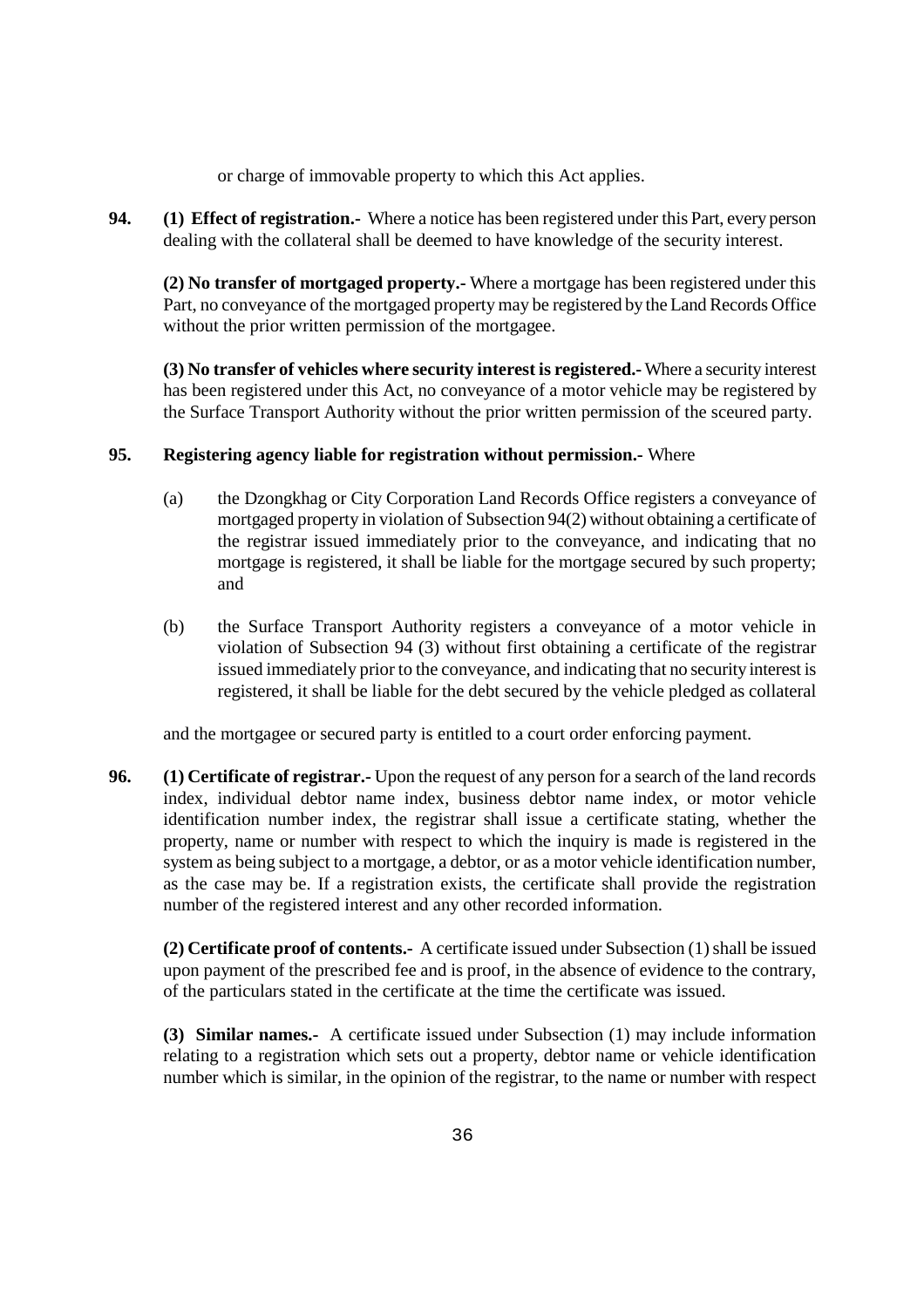or charge of immovable property to which this Act applies.

**94.** **(1) Effect of registration.-** Where a notice has been registered under this Part, every person dealing with the collateral shall be deemed to have knowledge of the security interest.

**(2) No transfer of mortgaged property.-** Where a mortgage has been registered under this Part, no conveyance of the mortgaged property may be registered by the Land Records Office without the prior written permission of the mortgagee.

**(3) No transfer of vehicles where security interest is registered.-** Where a security interest has been registered under this Act, no conveyance of a motor vehicle may be registered by the Surface Transport Authority without the prior written permission of the sceured party.

**95.** **Registering agency liable for registration without permission.-** Where

(a) the Dzongkhag or City Corporation Land Records Office registers a conveyance of mortgaged property in violation of Subsection 94(2) without obtaining a certificate of the registrar issued immediately prior to the conveyance, and indicating that no mortgage is registered, it shall be liable for the mortgage secured by such property; and

(b) the Surface Transport Authority registers a conveyance of a motor vehicle in violation of Subsection 94 (3) without first obtaining a certificate of the registrar issued immediately prior to the conveyance, and indicating that no security interest is registered, it shall be liable for the debt secured by the vehicle pledged as collateral

and the mortgagee or secured party is entitled to a court order enforcing payment.

**96.** **(1) Certificate of registrar.-** Upon the request of any person for a search of the land records index, individual debtor name index, business debtor name index, or motor vehicle identification number index, the registrar shall issue a certificate stating, whether the property, name or number with respect to which the inquiry is made is registered in the system as being subject to a mortgage, a debtor, or as a motor vehicle identification number, as the case may be. If a registration exists, the certificate shall provide the registration number of the registered interest and any other recorded information.

**(2) Certificate proof of contents.-** A certificate issued under Subsection (1) shall be issued upon payment of the prescribed fee and is proof, in the absence of evidence to the contrary, of the particulars stated in the certificate at the time the certificate was issued.

**(3) Similar names.-** A certificate issued under Subsection (1) may include information relating to a registration which sets out a property, debtor name or vehicle identification number which is similar, in the opinion of the registrar, to the name or number with respect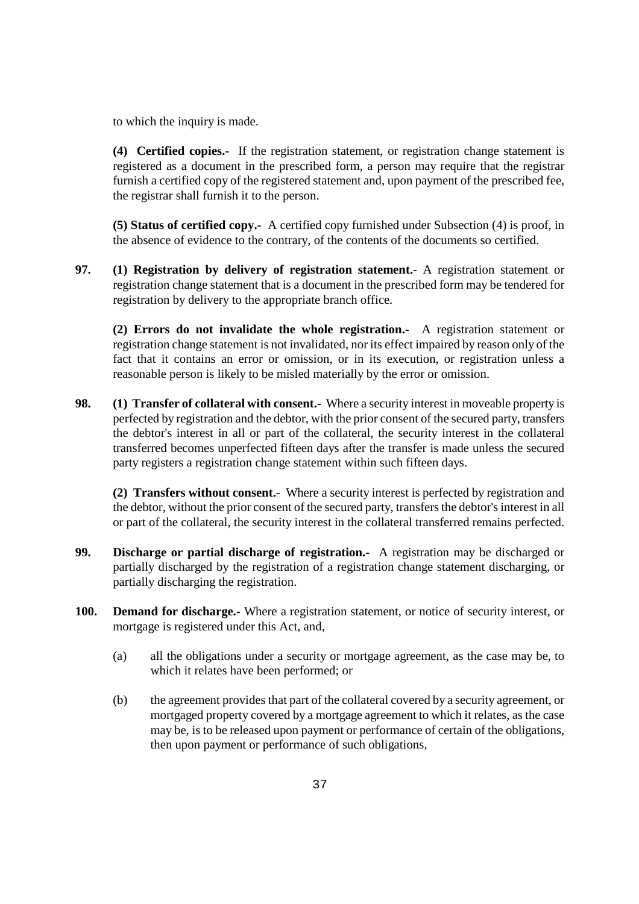to which the inquiry is made.

**(4) Certified copies.-** If the registration statement, or registration change statement is registered as a document in the prescribed form, a person may require that the registrar furnish a certified copy of the registered statement and, upon payment of the prescribed fee, the registrar shall furnish it to the person.

**(5) Status of certified copy.-** A certified copy furnished under Subsection (4) is proof, in the absence of evidence to the contrary, of the contents of the documents so certified.

**97.** **(1) Registration by delivery of registration statement.-** A registration statement or registration change statement that is a document in the prescribed form may be tendered for registration by delivery to the appropriate branch office.

**(2) Errors do not invalidate the whole registration.-** A registration statement or registration change statement is not invalidated, nor its effect impaired by reason only of the fact that it contains an error or omission, or in its execution, or registration unless a reasonable person is likely to be misled materially by the error or omission.

**98.** **(1) Transfer of collateral with consent.-** Where a security interest in moveable property is perfected by registration and the debtor, with the prior consent of the secured party, transfers the debtor's interest in all or part of the collateral, the security interest in the collateral transferred becomes unperfected fifteen days after the transfer is made unless the secured party registers a registration change statement within such fifteen days.

**(2) Transfers without consent.-** Where a security interest is perfected by registration and the debtor, without the prior consent of the secured party, transfers the debtor's interest in all or part of the collateral, the security interest in the collateral transferred remains perfected.

**99.** **Discharge or partial discharge of registration.-** A registration may be discharged or partially discharged by the registration of a registration change statement discharging, or partially discharging the registration.

**100.** **Demand for discharge.-** Where a registration statement, or notice of security interest, or mortgage is registered under this Act, and,

(a) all the obligations under a security or mortgage agreement, as the case may be, to which it relates have been performed; or

(b) the agreement provides that part of the collateral covered by a security agreement, or mortgaged property covered by a mortgage agreement to which it relates, as the case may be, is to be released upon payment or performance of certain of the obligations, then upon payment or performance of such obligations,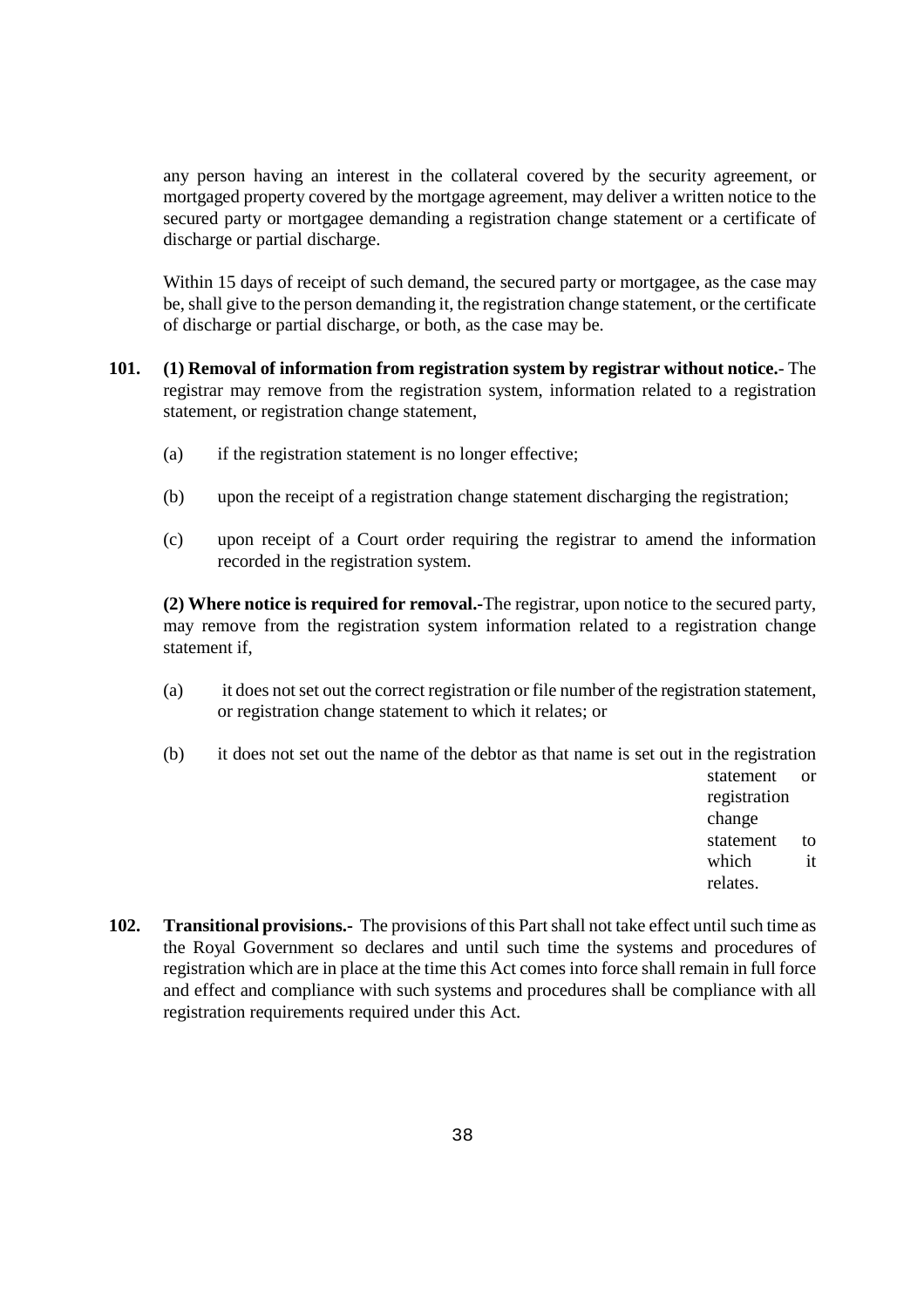any person having an interest in the collateral covered by the security agreement, or mortgaged property covered by the mortgage agreement, may deliver a written notice to the secured party or mortgagee demanding a registration change statement or a certificate of discharge or partial discharge.

Within 15 days of receipt of such demand, the secured party or mortgagee, as the case may be, shall give to the person demanding it, the registration change statement, or the certificate of discharge or partial discharge, or both, as the case may be.

**101. (1) Removal of information from registration system by registrar without notice.-** The registrar may remove from the registration system, information related to a registration statement, or registration change statement,

(a) if the registration statement is no longer effective;

(b) upon the receipt of a registration change statement discharging the registration;

(c) upon receipt of a Court order requiring the registrar to amend the information recorded in the registration system.

**(2) Where notice is required for removal.-**The registrar, upon notice to the secured party, may remove from the registration system information related to a registration change statement if,

(a) it does not set out the correct registration or file number of the registration statement, or registration change statement to which it relates; or

(b) it does not set out the name of the debtor as that name is set out in the registration statement or registration change statement to which it relates.

**102. Transitional provisions.-** The provisions of this Part shall not take effect until such time as the Royal Government so declares and until such time the systems and procedures of registration which are in place at the time this Act comes into force shall remain in full force and effect and compliance with such systems and procedures shall be compliance with all registration requirements required under this Act.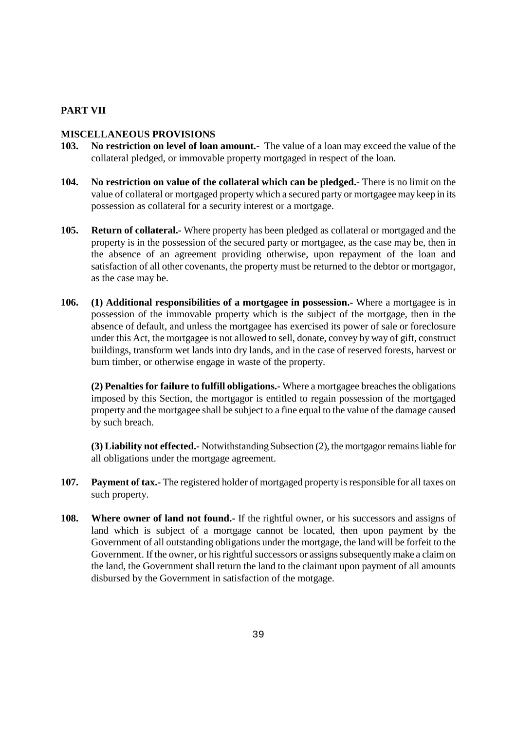## PART VII

## MISCELLANEOUS PROVISIONS

**103. No restriction on level of loan amount.-** The value of a loan may exceed the value of the collateral pledged, or immovable property mortgaged in respect of the loan.

**104. No restriction on value of the collateral which can be pledged.-** There is no limit on the value of collateral or mortgaged property which a secured party or mortgagee may keep in its possession as collateral for a security interest or a mortgage.

**105. Return of collateral.-** Where property has been pledged as collateral or mortgaged and the property is in the possession of the secured party or mortgagee, as the case may be, then in the absence of an agreement providing otherwise, upon repayment of the loan and satisfaction of all other covenants, the property must be returned to the debtor or mortgagor, as the case may be.

**106. (1) Additional responsibilities of a mortgagee in possession.-** Where a mortgagee is in possession of the immovable property which is the subject of the mortgage, then in the absence of default, and unless the mortgagee has exercised its power of sale or foreclosure under this Act, the mortgagee is not allowed to sell, donate, convey by way of gift, construct buildings, transform wet lands into dry lands, and in the case of reserved forests, harvest or burn timber, or otherwise engage in waste of the property.

**(2) Penalties for failure to fulfill obligations.-** Where a mortgagee breaches the obligations imposed by this Section, the mortgagor is entitled to regain possession of the mortgaged property and the mortgagee shall be subject to a fine equal to the value of the damage caused by such breach.

**(3) Liability not effected.-** Notwithstanding Subsection (2), the mortgagor remains liable for all obligations under the mortgage agreement.

**107. Payment of tax.-** The registered holder of mortgaged property is responsible for all taxes on such property.

**108. Where owner of land not found.-** If the rightful owner, or his successors and assigns of land which is subject of a mortgage cannot be located, then upon payment by the Government of all outstanding obligations under the mortgage, the land will be forfeit to the Government. If the owner, or his rightful successors or assigns subsequently make a claim on the land, the Government shall return the land to the claimant upon payment of all amounts disbursed by the Government in satisfaction of the motgage.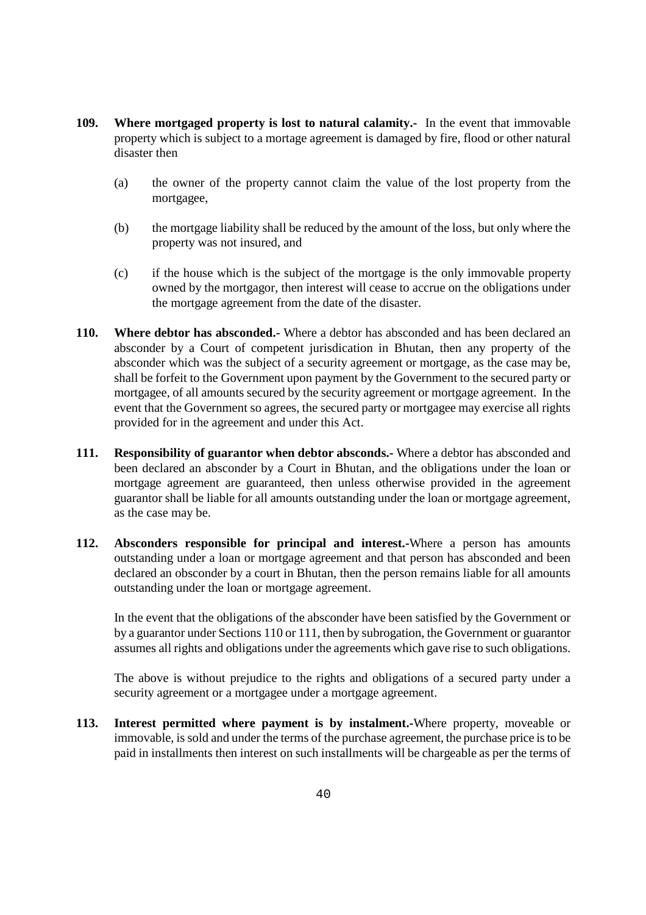**109. Where mortgaged property is lost to natural calamity.-** In the event that immovable property which is subject to a mortage agreement is damaged by fire, flood or other natural disaster then

(a) the owner of the property cannot claim the value of the lost property from the mortgagee,

(b) the mortgage liability shall be reduced by the amount of the loss, but only where the property was not insured, and

(c) if the house which is the subject of the mortgage is the only immovable property owned by the mortgagor, then interest will cease to accrue on the obligations under the mortgage agreement from the date of the disaster.

**110. Where debtor has absconded.-** Where a debtor has absconded and has been declared an absconder by a Court of competent jurisdication in Bhutan, then any property of the absconder which was the subject of a security agreement or mortgage, as the case may be, shall be forfeit to the Government upon payment by the Government to the secured party or mortgagee, of all amounts secured by the security agreement or mortgage agreement. In the event that the Government so agrees, the secured party or mortgagee may exercise all rights provided for in the agreement and under this Act.

**111. Responsibility of guarantor when debtor absconds.-** Where a debtor has absconded and been declared an absconder by a Court in Bhutan, and the obligations under the loan or mortgage agreement are guaranteed, then unless otherwise provided in the agreement guarantor shall be liable for all amounts outstanding under the loan or mortgage agreement, as the case may be.

**112. Absconders responsible for principal and interest.-**Where a person has amounts outstanding under a loan or mortgage agreement and that person has absconded and been declared an obsconder by a court in Bhutan, then the person remains liable for all amounts outstanding under the loan or mortgage agreement.

In the event that the obligations of the absconder have been satisfied by the Government or by a guarantor under Sections 110 or 111, then by subrogation, the Government or guarantor assumes all rights and obligations under the agreements which gave rise to such obligations.

The above is without prejudice to the rights and obligations of a secured party under a security agreement or a mortgagee under a mortgage agreement.

**113. Interest permitted where payment is by instalment.-**Where property, moveable or immovable, is sold and under the terms of the purchase agreement, the purchase price is to be paid in installments then interest on such installments will be chargeable as per the terms of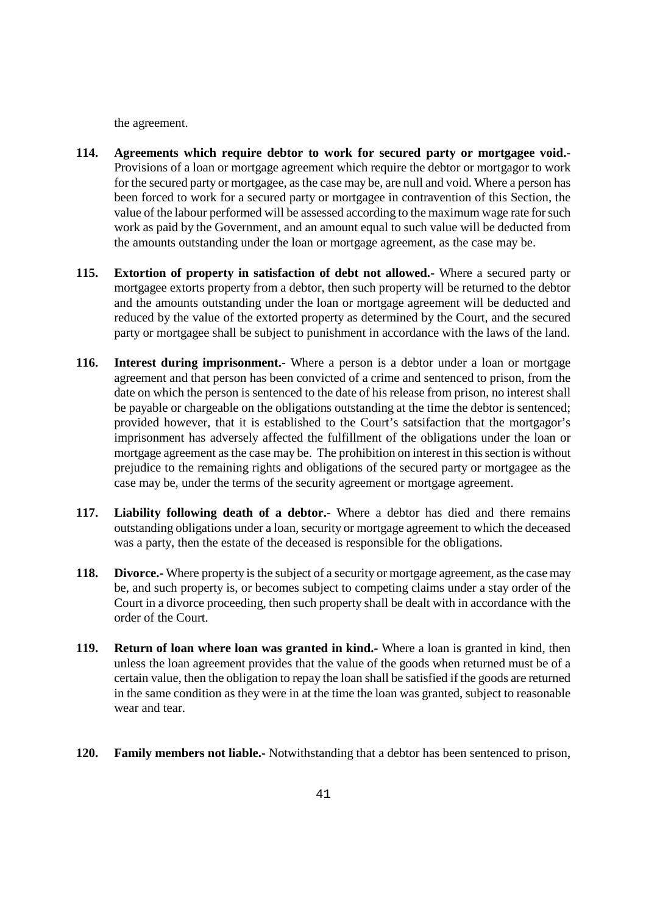the agreement.

**114. Agreements which require debtor to work for secured party or mortgagee void.-** Provisions of a loan or mortgage agreement which require the debtor or mortgagor to work for the secured party or mortgagee, as the case may be, are null and void. Where a person has been forced to work for a secured party or mortgagee in contravention of this Section, the value of the labour performed will be assessed according to the maximum wage rate for such work as paid by the Government, and an amount equal to such value will be deducted from the amounts outstanding under the loan or mortgage agreement, as the case may be.

**115. Extortion of property in satisfaction of debt not allowed.-** Where a secured party or mortgagee extorts property from a debtor, then such property will be returned to the debtor and the amounts outstanding under the loan or mortgage agreement will be deducted and reduced by the value of the extorted property as determined by the Court, and the secured party or mortgagee shall be subject to punishment in accordance with the laws of the land.

**116. Interest during imprisonment.-** Where a person is a debtor under a loan or mortgage agreement and that person has been convicted of a crime and sentenced to prison, from the date on which the person is sentenced to the date of his release from prison, no interest shall be payable or chargeable on the obligations outstanding at the time the debtor is sentenced; provided however, that it is established to the Court's satsifaction that the mortgagor's imprisonment has adversely affected the fulfillment of the obligations under the loan or mortgage agreement as the case may be. The prohibition on interest in this section is without prejudice to the remaining rights and obligations of the secured party or mortgagee as the case may be, under the terms of the security agreement or mortgage agreement.

**117. Liability following death of a debtor.-** Where a debtor has died and there remains outstanding obligations under a loan, security or mortgage agreement to which the deceased was a party, then the estate of the deceased is responsible for the obligations.

**118. Divorce.-** Where property is the subject of a security or mortgage agreement, as the case may be, and such property is, or becomes subject to competing claims under a stay order of the Court in a divorce proceeding, then such property shall be dealt with in accordance with the order of the Court.

**119. Return of loan where loan was granted in kind.-** Where a loan is granted in kind, then unless the loan agreement provides that the value of the goods when returned must be of a certain value, then the obligation to repay the loan shall be satisfied if the goods are returned in the same condition as they were in at the time the loan was granted, subject to reasonable wear and tear.

**120. Family members not liable.-** Notwithstanding that a debtor has been sentenced to prison,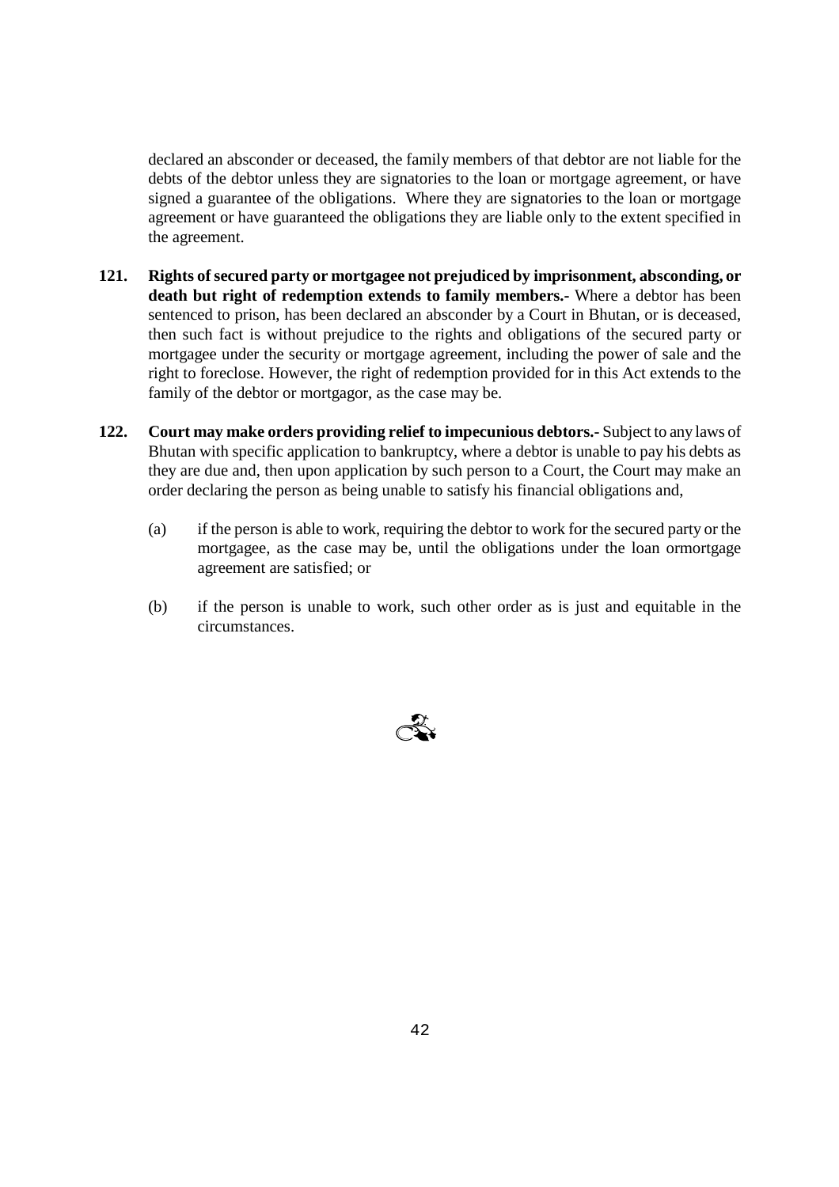declared an absconder or deceased, the family members of that debtor are not liable for the debts of the debtor unless they are signatories to the loan or mortgage agreement, or have signed a guarantee of the obligations. Where they are signatories to the loan or mortgage agreement or have guaranteed the obligations they are liable only to the extent specified in the agreement.

**121. Rights of secured party or mortgagee not prejudiced by imprisonment, absconding, or death but right of redemption extends to family members.-** Where a debtor has been sentenced to prison, has been declared an absconder by a Court in Bhutan, or is deceased, then such fact is without prejudice to the rights and obligations of the secured party or mortgagee under the security or mortgage agreement, including the power of sale and the right to foreclose. However, the right of redemption provided for in this Act extends to the family of the debtor or mortgagor, as the case may be.

**122. Court may make orders providing relief to impecunious debtors.-** Subject to any laws of Bhutan with specific application to bankruptcy, where a debtor is unable to pay his debts as they are due and, then upon application by such person to a Court, the Court may make an order declaring the person as being unable to satisfy his financial obligations and,

(a) if the person is able to work, requiring the debtor to work for the secured party or the mortgagee, as the case may be, until the obligations under the loan ormortgage agreement are satisfied; or

(b) if the person is unable to work, such other order as is just and equitable in the circumstances.